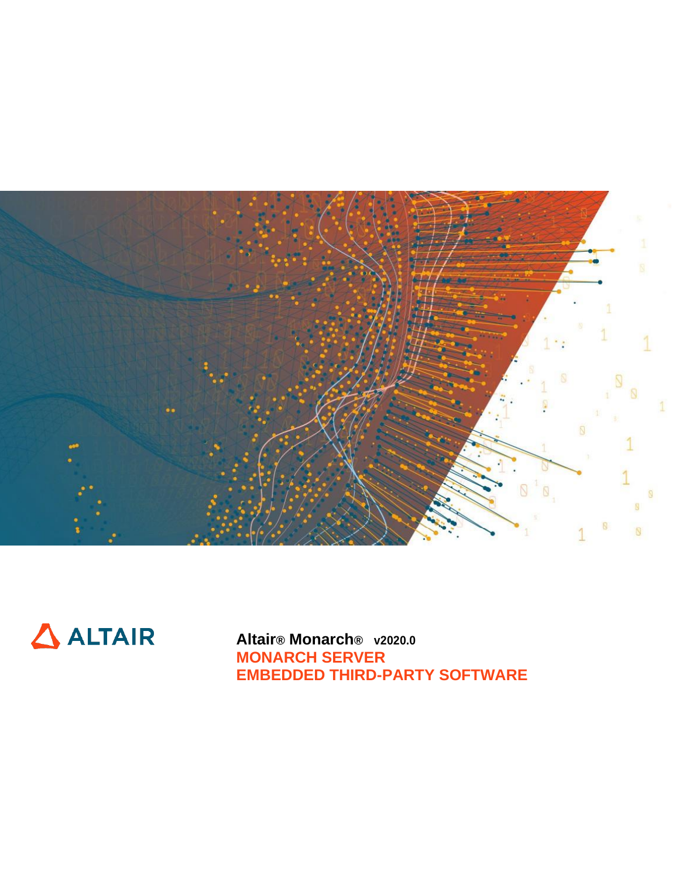ALTAIR

**Altair® Monarch® v2020.0**

**MONARCH SERVER**

**EMBEDDED THIRD-PARTY SOFTWARE**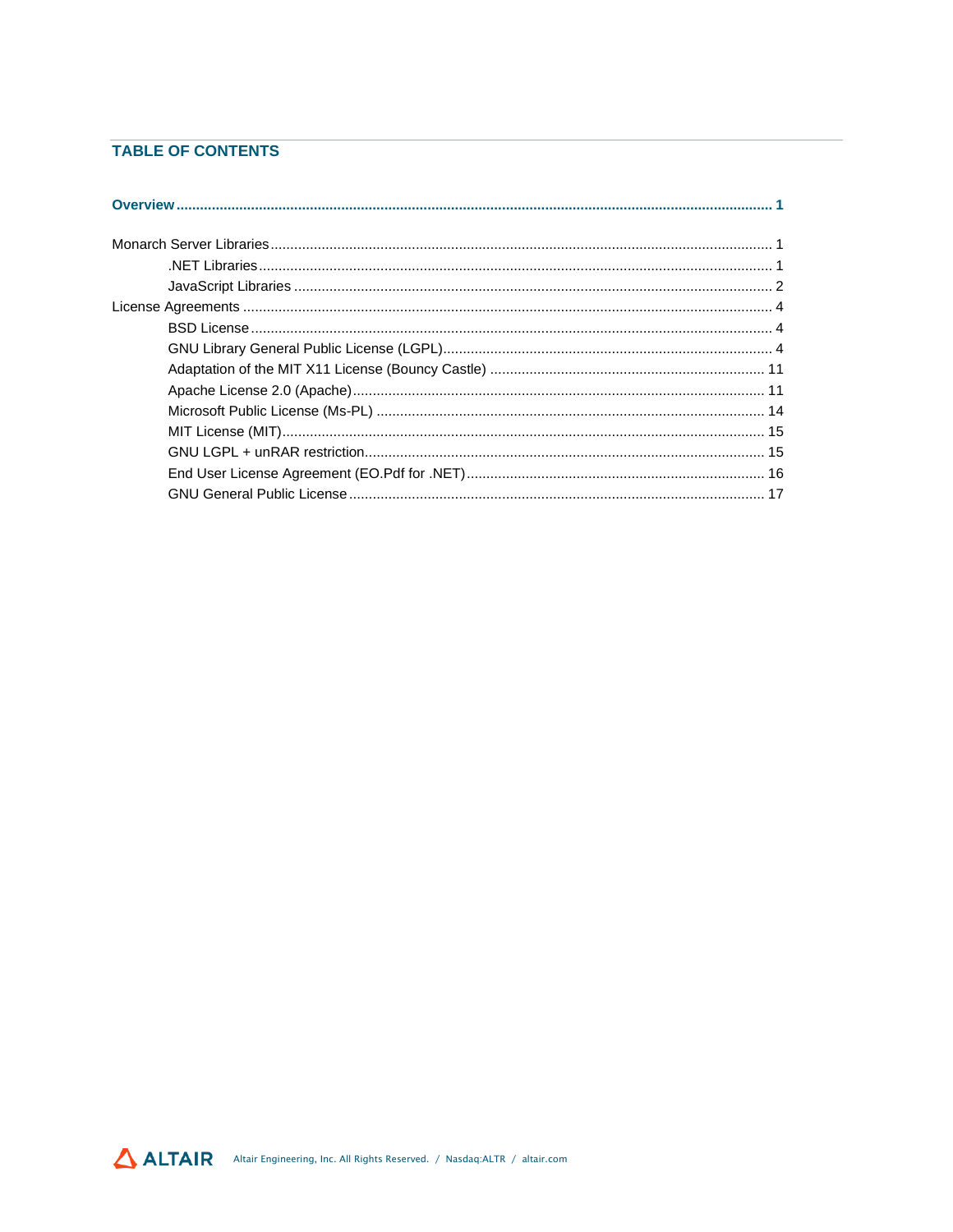## TABLE OF CONTENTS

**Overview ........................................................................ 1**

Monarch Server Libraries ........................................................................ 1

- .NET Libraries ........................................................................ 1
- JavaScript Libraries ........................................................................ 2

License Agreements ........................................................................ 4

- BSD License ........................................................................ 4
- GNU Library General Public License (LGPL) ........................................................................ 4
- Adaptation of the MIT X11 License (Bouncy Castle) ........................................................................ 11
- Apache License 2.0 (Apache) ........................................................................ 11
- Microsoft Public License (Ms-PL) ........................................................................ 14
- MIT License (MIT) ........................................................................ 15
- GNU LGPL + unRAR restriction ........................................................................ 15
- End User License Agreement (EO.Pdf for .NET) ........................................................................ 16
- GNU General Public License ........................................................................ 17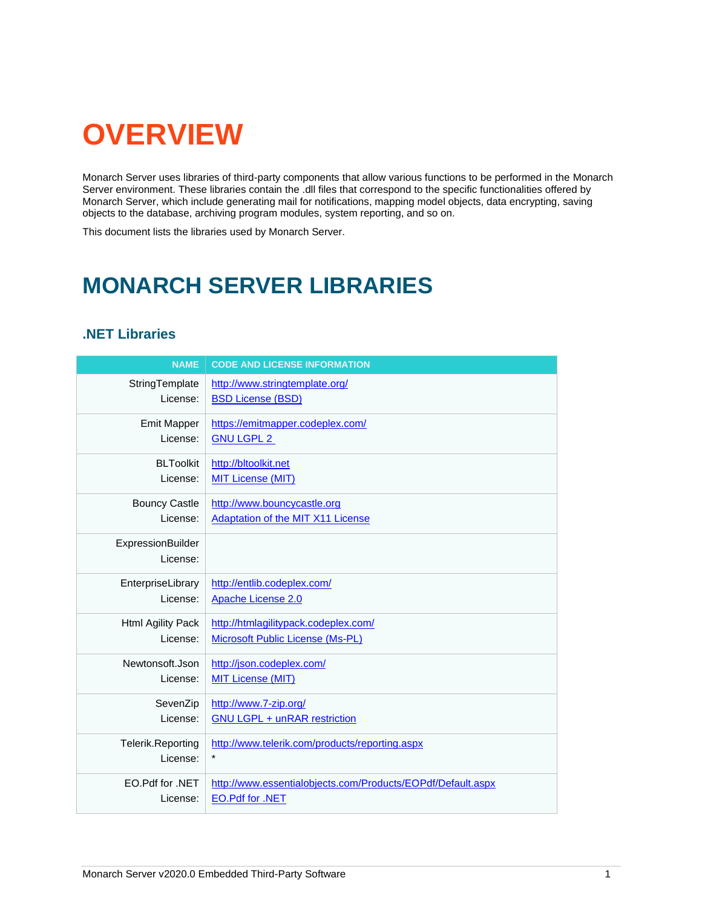# OVERVIEW

Monarch Server uses libraries of third-party components that allow various functions to be performed in the Monarch Server environment. These libraries contain the .dll files that correspond to the specific functionalities offered by Monarch Server, which include generating mail for notifications, mapping model objects, data encrypting, saving objects to the database, archiving program modules, system reporting, and so on.

This document lists the libraries used by Monarch Server.

# MONARCH SERVER LIBRARIES

## .NET Libraries

| NAME | CODE AND LICENSE INFORMATION |
|---|---|
| StringTemplate<br>License: | http://www.stringtemplate.org/<br>BSD License (BSD) |
| Emit Mapper<br>License: | https://emitmapper.codeplex.com/<br>GNU LGPL 2 |
| BLToolkit<br>License: | http://bltoolkit.net<br>MIT License (MIT) |
| Bouncy Castle<br>License: | http://www.bouncycastle.org<br>Adaptation of the MIT X11 License |
| ExpressionBuilder<br>License: | |
| EnterpriseLibrary<br>License: | http://entlib.codeplex.com/<br>Apache License 2.0 |
| Html Agility Pack<br>License: | http://htmlagilitypack.codeplex.com/<br>Microsoft Public License (Ms-PL) |
| Newtonsoft.Json<br>License: | http://json.codeplex.com/<br>MIT License (MIT) |
| SevenZip<br>License: | http://www.7-zip.org/<br>GNU LGPL + unRAR restriction |
| Telerik.Reporting<br>License: | http://www.telerik.com/products/reporting.aspx<br>* |
| EO.Pdf for .NET<br>License: | http://www.essentialobjects.com/Products/EOPdf/Default.aspx<br>EO.Pdf for .NET |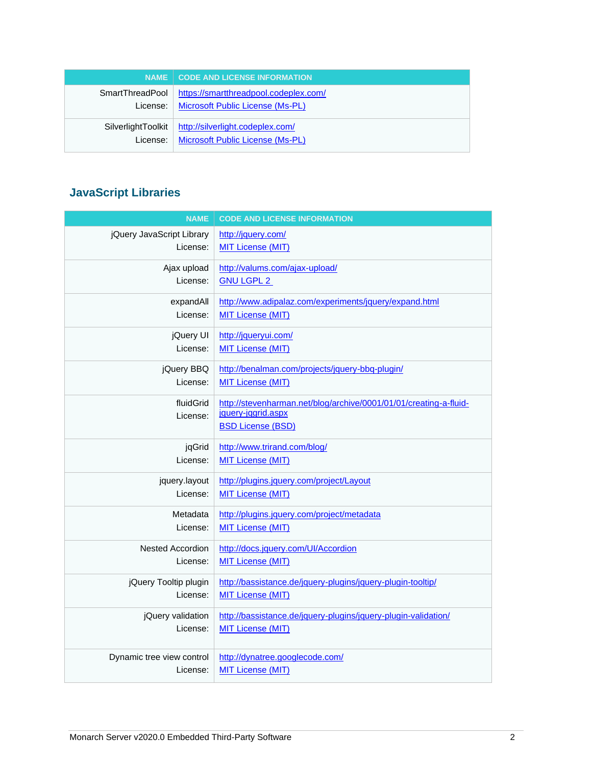| NAME | CODE AND LICENSE INFORMATION |
| --- | --- |
| SmartThreadPool<br>License: | https://smartthreadpool.codeplex.com/<br>Microsoft Public License (Ms-PL) |
| SilverlightToolkit<br>License: | http://silverlight.codeplex.com/<br>Microsoft Public License (Ms-PL) |

## JavaScript Libraries

| NAME | CODE AND LICENSE INFORMATION |
| --- | --- |
| jQuery JavaScript Library<br>License: | http://jquery.com/<br>MIT License (MIT) |
| Ajax upload<br>License: | http://valums.com/ajax-upload/<br>GNU LGPL 2 |
| expandAll<br>License: | http://www.adipalaz.com/experiments/jquery/expand.html<br>MIT License (MIT) |
| jQuery UI<br>License: | http://jqueryui.com/<br>MIT License (MIT) |
| jQuery BBQ<br>License: | http://benalman.com/projects/jquery-bbq-plugin/<br>MIT License (MIT) |
| fluidGrid<br>License: | http://stevenharman.net/blog/archive/0001/01/01/creating-a-fluid-jquery-jqgrid.aspx<br>BSD License (BSD) |
| jqGrid<br>License: | http://www.trirand.com/blog/<br>MIT License (MIT) |
| jquery.layout<br>License: | http://plugins.jquery.com/project/Layout<br>MIT License (MIT) |
| Metadata<br>License: | http://plugins.jquery.com/project/metadata<br>MIT License (MIT) |
| Nested Accordion<br>License: | http://docs.jquery.com/UI/Accordion<br>MIT License (MIT) |
| jQuery Tooltip plugin<br>License: | http://bassistance.de/jquery-plugins/jquery-plugin-tooltip/<br>MIT License (MIT) |
| jQuery validation<br>License: | http://bassistance.de/jquery-plugins/jquery-plugin-validation/<br>MIT License (MIT) |
| Dynamic tree view control<br>License: | http://dynatree.googlecode.com/<br>MIT License (MIT) |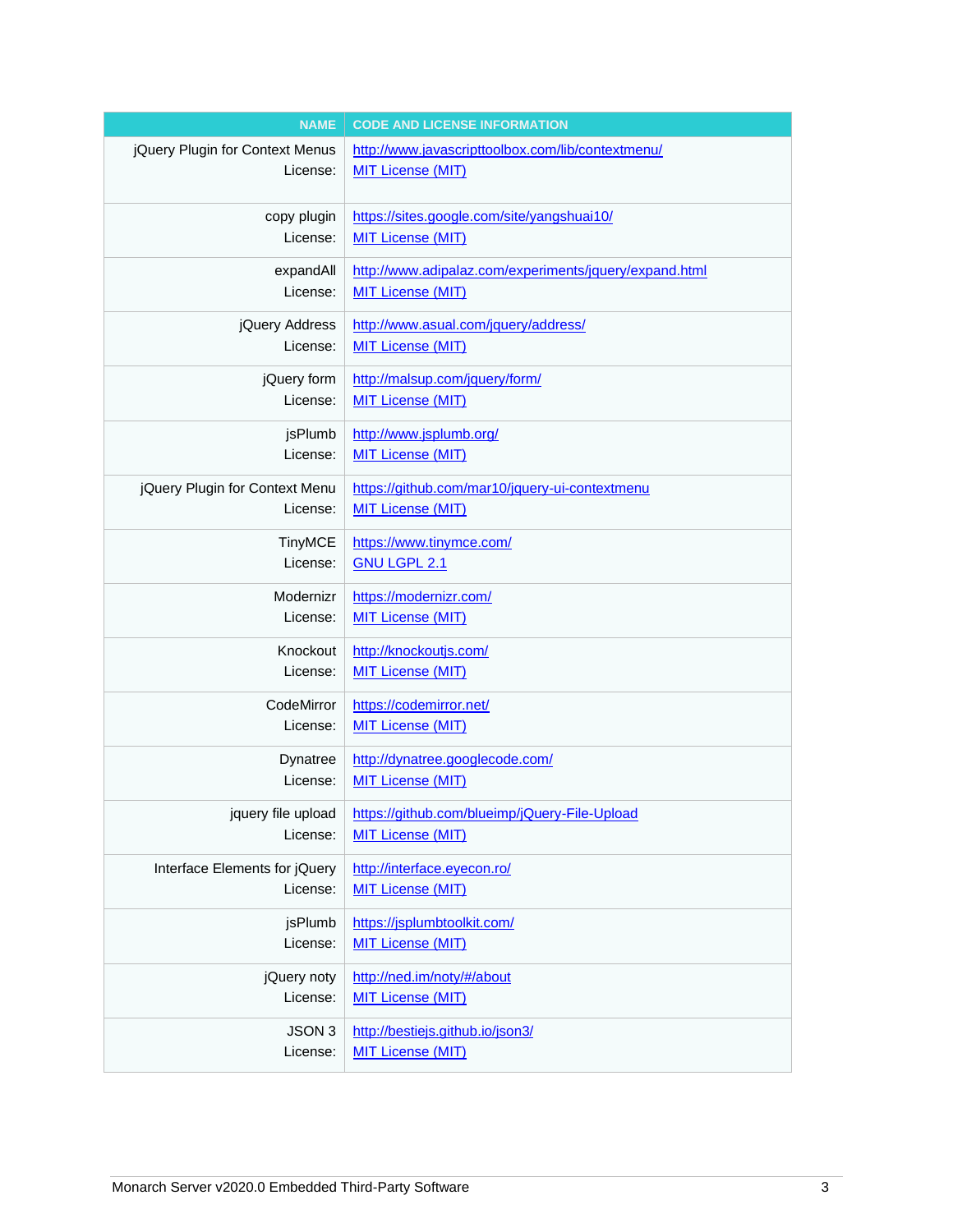| NAME | CODE AND LICENSE INFORMATION |
| --- | --- |
| jQuery Plugin for Context Menus<br>License: | http://www.javascripttoolbox.com/lib/contextmenu/<br>MIT License (MIT) |
| copy plugin<br>License: | https://sites.google.com/site/yangshuai10/<br>MIT License (MIT) |
| expandAll<br>License: | http://www.adipalaz.com/experiments/jquery/expand.html<br>MIT License (MIT) |
| jQuery Address<br>License: | http://www.asual.com/jquery/address/<br>MIT License (MIT) |
| jQuery form<br>License: | http://malsup.com/jquery/form/<br>MIT License (MIT) |
| jsPlumb<br>License: | http://www.jsplumb.org/<br>MIT License (MIT) |
| jQuery Plugin for Context Menu<br>License: | https://github.com/mar10/jquery-ui-contextmenu<br>MIT License (MIT) |
| TinyMCE<br>License: | https://www.tinymce.com/<br>GNU LGPL 2.1 |
| Modernizr<br>License: | https://modernizr.com/<br>MIT License (MIT) |
| Knockout<br>License: | http://knockoutjs.com/<br>MIT License (MIT) |
| CodeMirror<br>License: | https://codemirror.net/<br>MIT License (MIT) |
| Dynatree<br>License: | http://dynatree.googlecode.com/<br>MIT License (MIT) |
| jquery file upload<br>License: | https://github.com/blueimp/jQuery-File-Upload<br>MIT License (MIT) |
| Interface Elements for jQuery<br>License: | http://interface.eyecon.ro/<br>MIT License (MIT) |
| jsPlumb<br>License: | https://jsplumbtoolkit.com/<br>MIT License (MIT) |
| jQuery noty<br>License: | http://ned.im/noty/#/about<br>MIT License (MIT) |
| JSON 3<br>License: | http://bestiejs.github.io/json3/<br>MIT License (MIT) |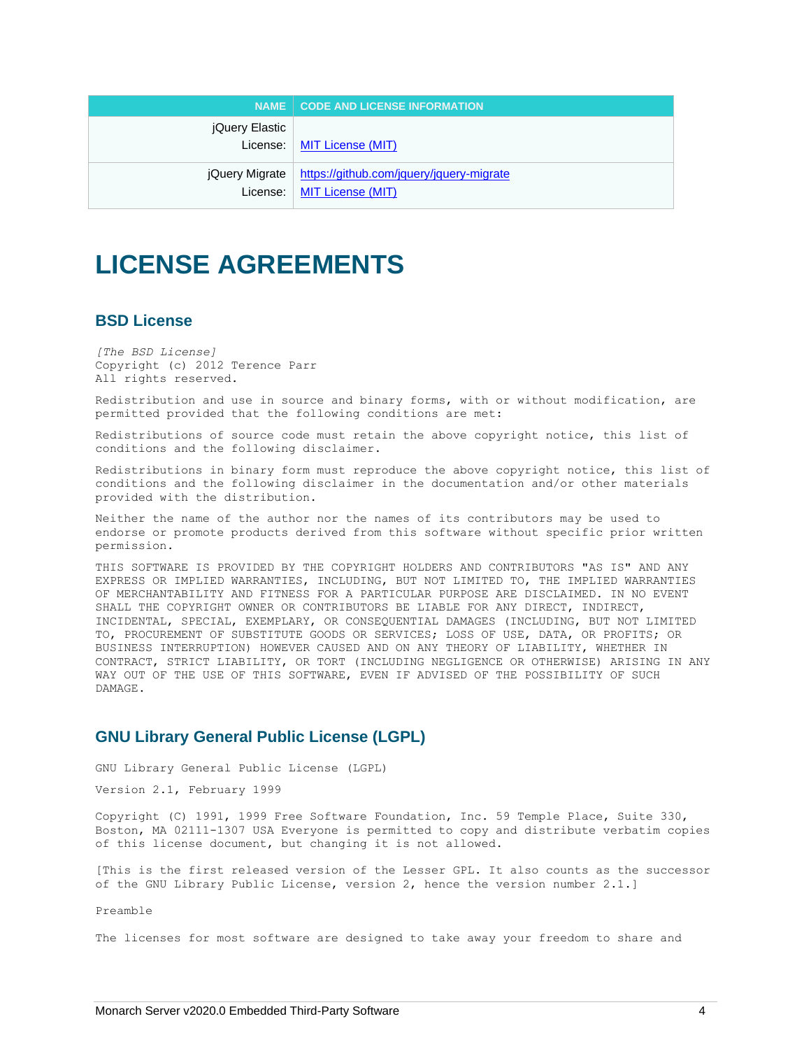| NAME | CODE AND LICENSE INFORMATION |
| --- | --- |
| jQuery Elastic<br>License: | <br>MIT License (MIT) |
| jQuery Migrate<br>License: | https://github.com/jquery/jquery-migrate<br>MIT License (MIT) |

# LICENSE AGREEMENTS

## BSD License

*[The BSD License]*
Copyright (c) 2012 Terence Parr
All rights reserved.

Redistribution and use in source and binary forms, with or without modification, are permitted provided that the following conditions are met:

Redistributions of source code must retain the above copyright notice, this list of conditions and the following disclaimer.

Redistributions in binary form must reproduce the above copyright notice, this list of conditions and the following disclaimer in the documentation and/or other materials provided with the distribution.

Neither the name of the author nor the names of its contributors may be used to endorse or promote products derived from this software without specific prior written permission.

THIS SOFTWARE IS PROVIDED BY THE COPYRIGHT HOLDERS AND CONTRIBUTORS "AS IS" AND ANY EXPRESS OR IMPLIED WARRANTIES, INCLUDING, BUT NOT LIMITED TO, THE IMPLIED WARRANTIES OF MERCHANTABILITY AND FITNESS FOR A PARTICULAR PURPOSE ARE DISCLAIMED. IN NO EVENT SHALL THE COPYRIGHT OWNER OR CONTRIBUTORS BE LIABLE FOR ANY DIRECT, INDIRECT, INCIDENTAL, SPECIAL, EXEMPLARY, OR CONSEQUENTIAL DAMAGES (INCLUDING, BUT NOT LIMITED TO, PROCUREMENT OF SUBSTITUTE GOODS OR SERVICES; LOSS OF USE, DATA, OR PROFITS; OR BUSINESS INTERRUPTION) HOWEVER CAUSED AND ON ANY THEORY OF LIABILITY, WHETHER IN CONTRACT, STRICT LIABILITY, OR TORT (INCLUDING NEGLIGENCE OR OTHERWISE) ARISING IN ANY WAY OUT OF THE USE OF THIS SOFTWARE, EVEN IF ADVISED OF THE POSSIBILITY OF SUCH DAMAGE.

## GNU Library General Public License (LGPL)

GNU Library General Public License (LGPL)

Version 2.1, February 1999

Copyright (C) 1991, 1999 Free Software Foundation, Inc. 59 Temple Place, Suite 330, Boston, MA 02111-1307 USA Everyone is permitted to copy and distribute verbatim copies of this license document, but changing it is not allowed.

[This is the first released version of the Lesser GPL. It also counts as the successor of the GNU Library Public License, version 2, hence the version number 2.1.]

Preamble

The licenses for most software are designed to take away your freedom to share and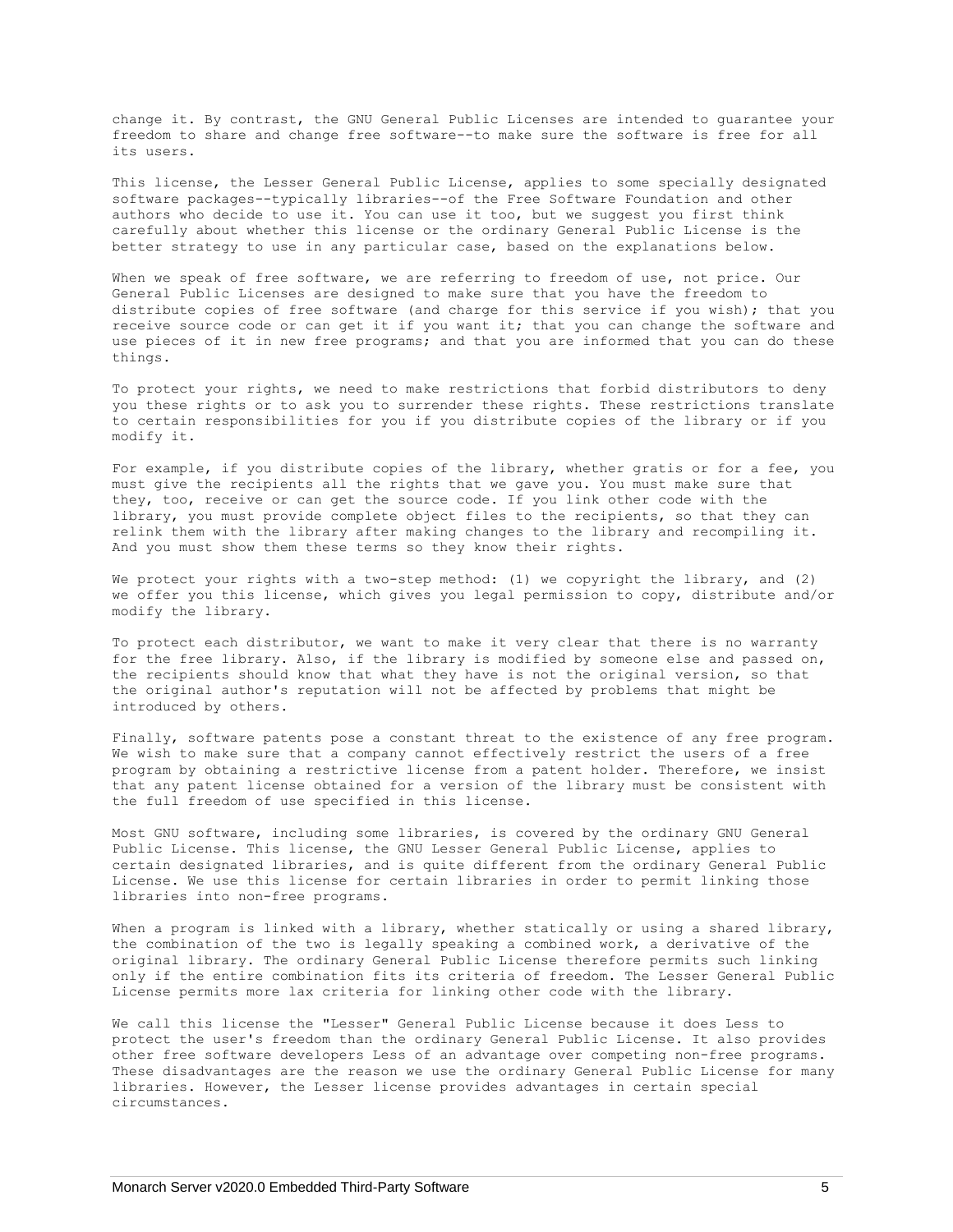change it. By contrast, the GNU General Public Licenses are intended to guarantee your freedom to share and change free software--to make sure the software is free for all its users.

This license, the Lesser General Public License, applies to some specially designated software packages--typically libraries--of the Free Software Foundation and other authors who decide to use it. You can use it too, but we suggest you first think carefully about whether this license or the ordinary General Public License is the better strategy to use in any particular case, based on the explanations below.

When we speak of free software, we are referring to freedom of use, not price. Our General Public Licenses are designed to make sure that you have the freedom to distribute copies of free software (and charge for this service if you wish); that you receive source code or can get it if you want it; that you can change the software and use pieces of it in new free programs; and that you are informed that you can do these things.

To protect your rights, we need to make restrictions that forbid distributors to deny you these rights or to ask you to surrender these rights. These restrictions translate to certain responsibilities for you if you distribute copies of the library or if you modify it.

For example, if you distribute copies of the library, whether gratis or for a fee, you must give the recipients all the rights that we gave you. You must make sure that they, too, receive or can get the source code. If you link other code with the library, you must provide complete object files to the recipients, so that they can relink them with the library after making changes to the library and recompiling it. And you must show them these terms so they know their rights.

We protect your rights with a two-step method: (1) we copyright the library, and (2) we offer you this license, which gives you legal permission to copy, distribute and/or modify the library.

To protect each distributor, we want to make it very clear that there is no warranty for the free library. Also, if the library is modified by someone else and passed on, the recipients should know that what they have is not the original version, so that the original author's reputation will not be affected by problems that might be introduced by others.

Finally, software patents pose a constant threat to the existence of any free program. We wish to make sure that a company cannot effectively restrict the users of a free program by obtaining a restrictive license from a patent holder. Therefore, we insist that any patent license obtained for a version of the library must be consistent with the full freedom of use specified in this license.

Most GNU software, including some libraries, is covered by the ordinary GNU General Public License. This license, the GNU Lesser General Public License, applies to certain designated libraries, and is quite different from the ordinary General Public License. We use this license for certain libraries in order to permit linking those libraries into non-free programs.

When a program is linked with a library, whether statically or using a shared library, the combination of the two is legally speaking a combined work, a derivative of the original library. The ordinary General Public License therefore permits such linking only if the entire combination fits its criteria of freedom. The Lesser General Public License permits more lax criteria for linking other code with the library.

We call this license the "Lesser" General Public License because it does Less to protect the user's freedom than the ordinary General Public License. It also provides other free software developers Less of an advantage over competing non-free programs. These disadvantages are the reason we use the ordinary General Public License for many libraries. However, the Lesser license provides advantages in certain special circumstances.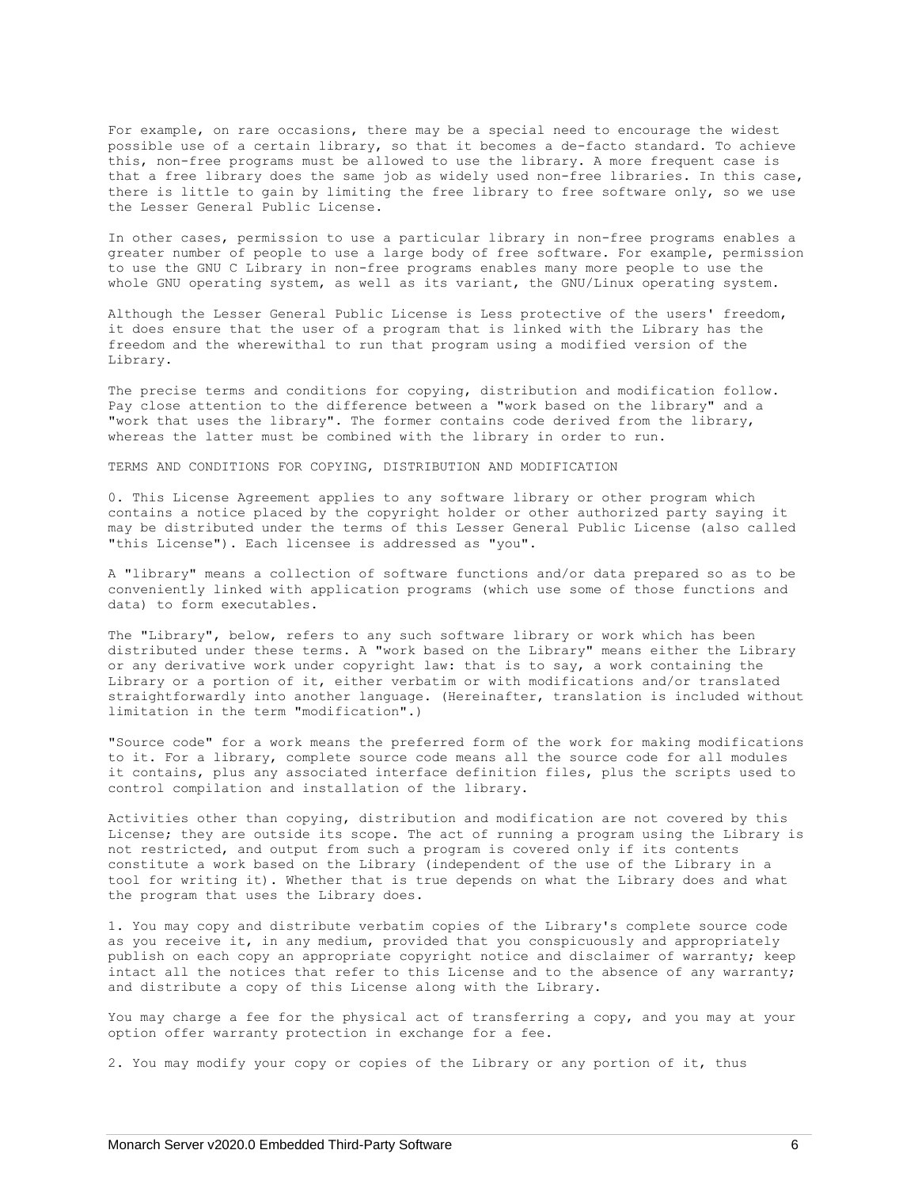For example, on rare occasions, there may be a special need to encourage the widest possible use of a certain library, so that it becomes a de-facto standard. To achieve this, non-free programs must be allowed to use the library. A more frequent case is that a free library does the same job as widely used non-free libraries. In this case, there is little to gain by limiting the free library to free software only, so we use the Lesser General Public License.

In other cases, permission to use a particular library in non-free programs enables a greater number of people to use a large body of free software. For example, permission to use the GNU C Library in non-free programs enables many more people to use the whole GNU operating system, as well as its variant, the GNU/Linux operating system.

Although the Lesser General Public License is Less protective of the users' freedom, it does ensure that the user of a program that is linked with the Library has the freedom and the wherewithal to run that program using a modified version of the Library.

The precise terms and conditions for copying, distribution and modification follow. Pay close attention to the difference between a "work based on the library" and a "work that uses the library". The former contains code derived from the library, whereas the latter must be combined with the library in order to run.

TERMS AND CONDITIONS FOR COPYING, DISTRIBUTION AND MODIFICATION

0. This License Agreement applies to any software library or other program which contains a notice placed by the copyright holder or other authorized party saying it may be distributed under the terms of this Lesser General Public License (also called "this License"). Each licensee is addressed as "you".

A "library" means a collection of software functions and/or data prepared so as to be conveniently linked with application programs (which use some of those functions and data) to form executables.

The "Library", below, refers to any such software library or work which has been distributed under these terms. A "work based on the Library" means either the Library or any derivative work under copyright law: that is to say, a work containing the Library or a portion of it, either verbatim or with modifications and/or translated straightforwardly into another language. (Hereinafter, translation is included without limitation in the term "modification".)

"Source code" for a work means the preferred form of the work for making modifications to it. For a library, complete source code means all the source code for all modules it contains, plus any associated interface definition files, plus the scripts used to control compilation and installation of the library.

Activities other than copying, distribution and modification are not covered by this License; they are outside its scope. The act of running a program using the Library is not restricted, and output from such a program is covered only if its contents constitute a work based on the Library (independent of the use of the Library in a tool for writing it). Whether that is true depends on what the Library does and what the program that uses the Library does.

1. You may copy and distribute verbatim copies of the Library's complete source code as you receive it, in any medium, provided that you conspicuously and appropriately publish on each copy an appropriate copyright notice and disclaimer of warranty; keep intact all the notices that refer to this License and to the absence of any warranty; and distribute a copy of this License along with the Library.

You may charge a fee for the physical act of transferring a copy, and you may at your option offer warranty protection in exchange for a fee.

2. You may modify your copy or copies of the Library or any portion of it, thus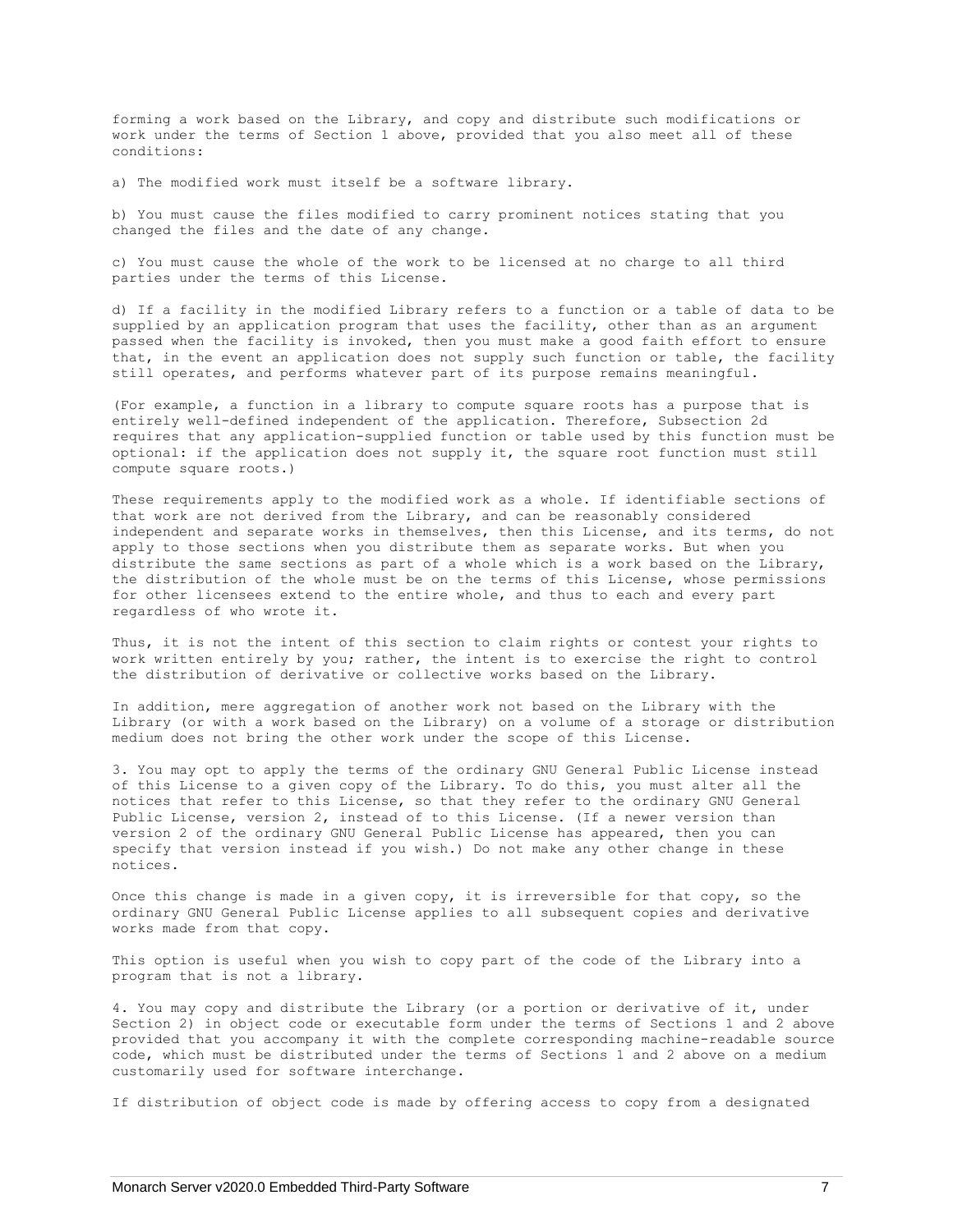forming a work based on the Library, and copy and distribute such modifications or work under the terms of Section 1 above, provided that you also meet all of these conditions:

a) The modified work must itself be a software library.

b) You must cause the files modified to carry prominent notices stating that you changed the files and the date of any change.

c) You must cause the whole of the work to be licensed at no charge to all third parties under the terms of this License.

d) If a facility in the modified Library refers to a function or a table of data to be supplied by an application program that uses the facility, other than as an argument passed when the facility is invoked, then you must make a good faith effort to ensure that, in the event an application does not supply such function or table, the facility still operates, and performs whatever part of its purpose remains meaningful.

(For example, a function in a library to compute square roots has a purpose that is entirely well-defined independent of the application. Therefore, Subsection 2d requires that any application-supplied function or table used by this function must be optional: if the application does not supply it, the square root function must still compute square roots.)

These requirements apply to the modified work as a whole. If identifiable sections of that work are not derived from the Library, and can be reasonably considered independent and separate works in themselves, then this License, and its terms, do not apply to those sections when you distribute them as separate works. But when you distribute the same sections as part of a whole which is a work based on the Library, the distribution of the whole must be on the terms of this License, whose permissions for other licensees extend to the entire whole, and thus to each and every part regardless of who wrote it.

Thus, it is not the intent of this section to claim rights or contest your rights to work written entirely by you; rather, the intent is to exercise the right to control the distribution of derivative or collective works based on the Library.

In addition, mere aggregation of another work not based on the Library with the Library (or with a work based on the Library) on a volume of a storage or distribution medium does not bring the other work under the scope of this License.

3. You may opt to apply the terms of the ordinary GNU General Public License instead of this License to a given copy of the Library. To do this, you must alter all the notices that refer to this License, so that they refer to the ordinary GNU General Public License, version 2, instead of to this License. (If a newer version than version 2 of the ordinary GNU General Public License has appeared, then you can specify that version instead if you wish.) Do not make any other change in these notices.

Once this change is made in a given copy, it is irreversible for that copy, so the ordinary GNU General Public License applies to all subsequent copies and derivative works made from that copy.

This option is useful when you wish to copy part of the code of the Library into a program that is not a library.

4. You may copy and distribute the Library (or a portion or derivative of it, under Section 2) in object code or executable form under the terms of Sections 1 and 2 above provided that you accompany it with the complete corresponding machine-readable source code, which must be distributed under the terms of Sections 1 and 2 above on a medium customarily used for software interchange.

If distribution of object code is made by offering access to copy from a designated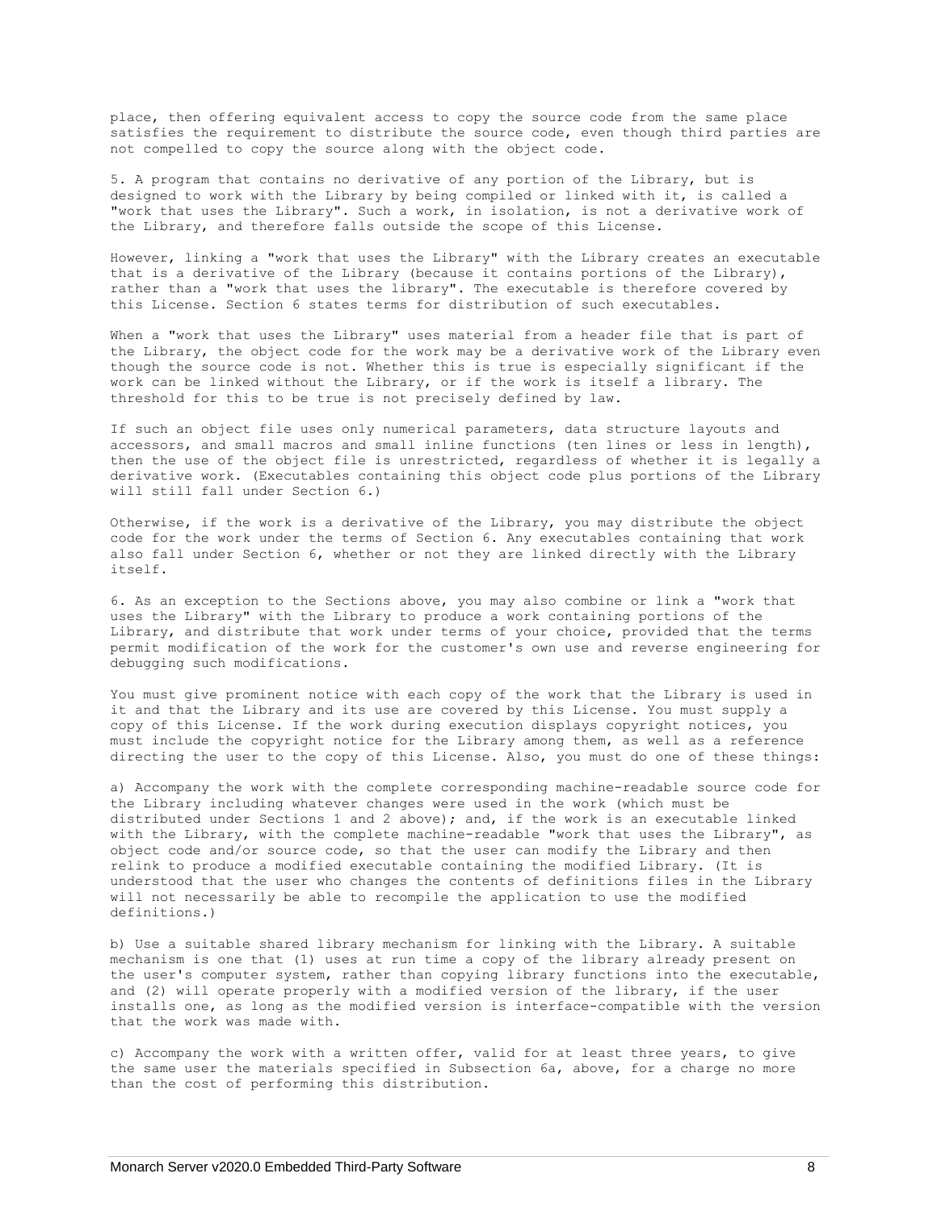place, then offering equivalent access to copy the source code from the same place satisfies the requirement to distribute the source code, even though third parties are not compelled to copy the source along with the object code.

5. A program that contains no derivative of any portion of the Library, but is designed to work with the Library by being compiled or linked with it, is called a "work that uses the Library". Such a work, in isolation, is not a derivative work of the Library, and therefore falls outside the scope of this License.

However, linking a "work that uses the Library" with the Library creates an executable that is a derivative of the Library (because it contains portions of the Library), rather than a "work that uses the library". The executable is therefore covered by this License. Section 6 states terms for distribution of such executables.

When a "work that uses the Library" uses material from a header file that is part of the Library, the object code for the work may be a derivative work of the Library even though the source code is not. Whether this is true is especially significant if the work can be linked without the Library, or if the work is itself a library. The threshold for this to be true is not precisely defined by law.

If such an object file uses only numerical parameters, data structure layouts and accessors, and small macros and small inline functions (ten lines or less in length), then the use of the object file is unrestricted, regardless of whether it is legally a derivative work. (Executables containing this object code plus portions of the Library will still fall under Section 6.)

Otherwise, if the work is a derivative of the Library, you may distribute the object code for the work under the terms of Section 6. Any executables containing that work also fall under Section 6, whether or not they are linked directly with the Library itself.

6. As an exception to the Sections above, you may also combine or link a "work that uses the Library" with the Library to produce a work containing portions of the Library, and distribute that work under terms of your choice, provided that the terms permit modification of the work for the customer's own use and reverse engineering for debugging such modifications.

You must give prominent notice with each copy of the work that the Library is used in it and that the Library and its use are covered by this License. You must supply a copy of this License. If the work during execution displays copyright notices, you must include the copyright notice for the Library among them, as well as a reference directing the user to the copy of this License. Also, you must do one of these things:

a) Accompany the work with the complete corresponding machine-readable source code for the Library including whatever changes were used in the work (which must be distributed under Sections 1 and 2 above); and, if the work is an executable linked with the Library, with the complete machine-readable "work that uses the Library", as object code and/or source code, so that the user can modify the Library and then relink to produce a modified executable containing the modified Library. (It is understood that the user who changes the contents of definitions files in the Library will not necessarily be able to recompile the application to use the modified definitions.)

b) Use a suitable shared library mechanism for linking with the Library. A suitable mechanism is one that (1) uses at run time a copy of the library already present on the user's computer system, rather than copying library functions into the executable, and (2) will operate properly with a modified version of the library, if the user installs one, as long as the modified version is interface-compatible with the version that the work was made with.

c) Accompany the work with a written offer, valid for at least three years, to give the same user the materials specified in Subsection 6a, above, for a charge no more than the cost of performing this distribution.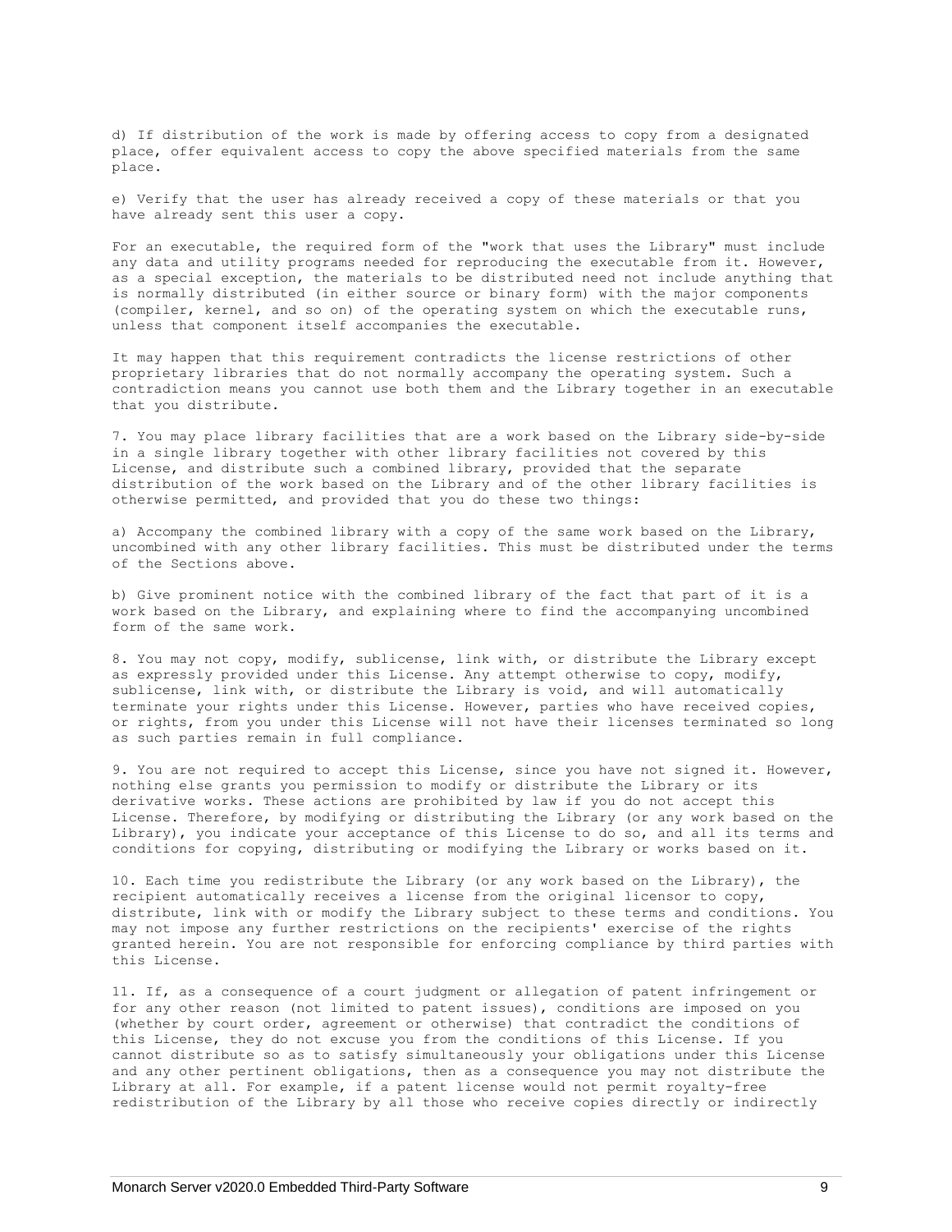d) If distribution of the work is made by offering access to copy from a designated place, offer equivalent access to copy the above specified materials from the same place.

e) Verify that the user has already received a copy of these materials or that you have already sent this user a copy.

For an executable, the required form of the "work that uses the Library" must include any data and utility programs needed for reproducing the executable from it. However, as a special exception, the materials to be distributed need not include anything that is normally distributed (in either source or binary form) with the major components (compiler, kernel, and so on) of the operating system on which the executable runs, unless that component itself accompanies the executable.

It may happen that this requirement contradicts the license restrictions of other proprietary libraries that do not normally accompany the operating system. Such a contradiction means you cannot use both them and the Library together in an executable that you distribute.

7. You may place library facilities that are a work based on the Library side-by-side in a single library together with other library facilities not covered by this License, and distribute such a combined library, provided that the separate distribution of the work based on the Library and of the other library facilities is otherwise permitted, and provided that you do these two things:

a) Accompany the combined library with a copy of the same work based on the Library, uncombined with any other library facilities. This must be distributed under the terms of the Sections above.

b) Give prominent notice with the combined library of the fact that part of it is a work based on the Library, and explaining where to find the accompanying uncombined form of the same work.

8. You may not copy, modify, sublicense, link with, or distribute the Library except as expressly provided under this License. Any attempt otherwise to copy, modify, sublicense, link with, or distribute the Library is void, and will automatically terminate your rights under this License. However, parties who have received copies, or rights, from you under this License will not have their licenses terminated so long as such parties remain in full compliance.

9. You are not required to accept this License, since you have not signed it. However, nothing else grants you permission to modify or distribute the Library or its derivative works. These actions are prohibited by law if you do not accept this License. Therefore, by modifying or distributing the Library (or any work based on the Library), you indicate your acceptance of this License to do so, and all its terms and conditions for copying, distributing or modifying the Library or works based on it.

10. Each time you redistribute the Library (or any work based on the Library), the recipient automatically receives a license from the original licensor to copy, distribute, link with or modify the Library subject to these terms and conditions. You may not impose any further restrictions on the recipients' exercise of the rights granted herein. You are not responsible for enforcing compliance by third parties with this License.

11. If, as a consequence of a court judgment or allegation of patent infringement or for any other reason (not limited to patent issues), conditions are imposed on you (whether by court order, agreement or otherwise) that contradict the conditions of this License, they do not excuse you from the conditions of this License. If you cannot distribute so as to satisfy simultaneously your obligations under this License and any other pertinent obligations, then as a consequence you may not distribute the Library at all. For example, if a patent license would not permit royalty-free redistribution of the Library by all those who receive copies directly or indirectly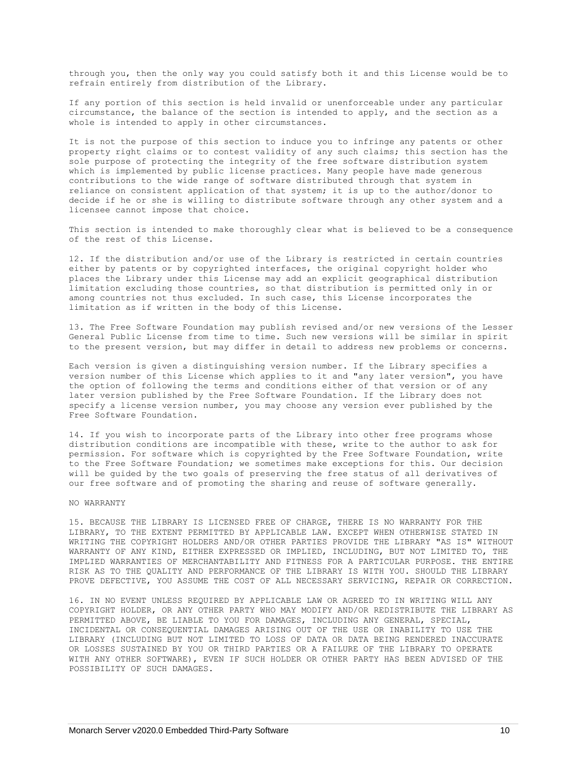through you, then the only way you could satisfy both it and this License would be to refrain entirely from distribution of the Library.

If any portion of this section is held invalid or unenforceable under any particular circumstance, the balance of the section is intended to apply, and the section as a whole is intended to apply in other circumstances.

It is not the purpose of this section to induce you to infringe any patents or other property right claims or to contest validity of any such claims; this section has the sole purpose of protecting the integrity of the free software distribution system which is implemented by public license practices. Many people have made generous contributions to the wide range of software distributed through that system in reliance on consistent application of that system; it is up to the author/donor to decide if he or she is willing to distribute software through any other system and a licensee cannot impose that choice.

This section is intended to make thoroughly clear what is believed to be a consequence of the rest of this License.

12. If the distribution and/or use of the Library is restricted in certain countries either by patents or by copyrighted interfaces, the original copyright holder who places the Library under this License may add an explicit geographical distribution limitation excluding those countries, so that distribution is permitted only in or among countries not thus excluded. In such case, this License incorporates the limitation as if written in the body of this License.

13. The Free Software Foundation may publish revised and/or new versions of the Lesser General Public License from time to time. Such new versions will be similar in spirit to the present version, but may differ in detail to address new problems or concerns.

Each version is given a distinguishing version number. If the Library specifies a version number of this License which applies to it and "any later version", you have the option of following the terms and conditions either of that version or of any later version published by the Free Software Foundation. If the Library does not specify a license version number, you may choose any version ever published by the Free Software Foundation.

14. If you wish to incorporate parts of the Library into other free programs whose distribution conditions are incompatible with these, write to the author to ask for permission. For software which is copyrighted by the Free Software Foundation, write to the Free Software Foundation; we sometimes make exceptions for this. Our decision will be guided by the two goals of preserving the free status of all derivatives of our free software and of promoting the sharing and reuse of software generally.

NO WARRANTY

15. BECAUSE THE LIBRARY IS LICENSED FREE OF CHARGE, THERE IS NO WARRANTY FOR THE LIBRARY, TO THE EXTENT PERMITTED BY APPLICABLE LAW. EXCEPT WHEN OTHERWISE STATED IN WRITING THE COPYRIGHT HOLDERS AND/OR OTHER PARTIES PROVIDE THE LIBRARY "AS IS" WITHOUT WARRANTY OF ANY KIND, EITHER EXPRESSED OR IMPLIED, INCLUDING, BUT NOT LIMITED TO, THE IMPLIED WARRANTIES OF MERCHANTABILITY AND FITNESS FOR A PARTICULAR PURPOSE. THE ENTIRE RISK AS TO THE QUALITY AND PERFORMANCE OF THE LIBRARY IS WITH YOU. SHOULD THE LIBRARY PROVE DEFECTIVE, YOU ASSUME THE COST OF ALL NECESSARY SERVICING, REPAIR OR CORRECTION.

16. IN NO EVENT UNLESS REQUIRED BY APPLICABLE LAW OR AGREED TO IN WRITING WILL ANY COPYRIGHT HOLDER, OR ANY OTHER PARTY WHO MAY MODIFY AND/OR REDISTRIBUTE THE LIBRARY AS PERMITTED ABOVE, BE LIABLE TO YOU FOR DAMAGES, INCLUDING ANY GENERAL, SPECIAL, INCIDENTAL OR CONSEQUENTIAL DAMAGES ARISING OUT OF THE USE OR INABILITY TO USE THE LIBRARY (INCLUDING BUT NOT LIMITED TO LOSS OF DATA OR DATA BEING RENDERED INACCURATE OR LOSSES SUSTAINED BY YOU OR THIRD PARTIES OR A FAILURE OF THE LIBRARY TO OPERATE WITH ANY OTHER SOFTWARE), EVEN IF SUCH HOLDER OR OTHER PARTY HAS BEEN ADVISED OF THE POSSIBILITY OF SUCH DAMAGES.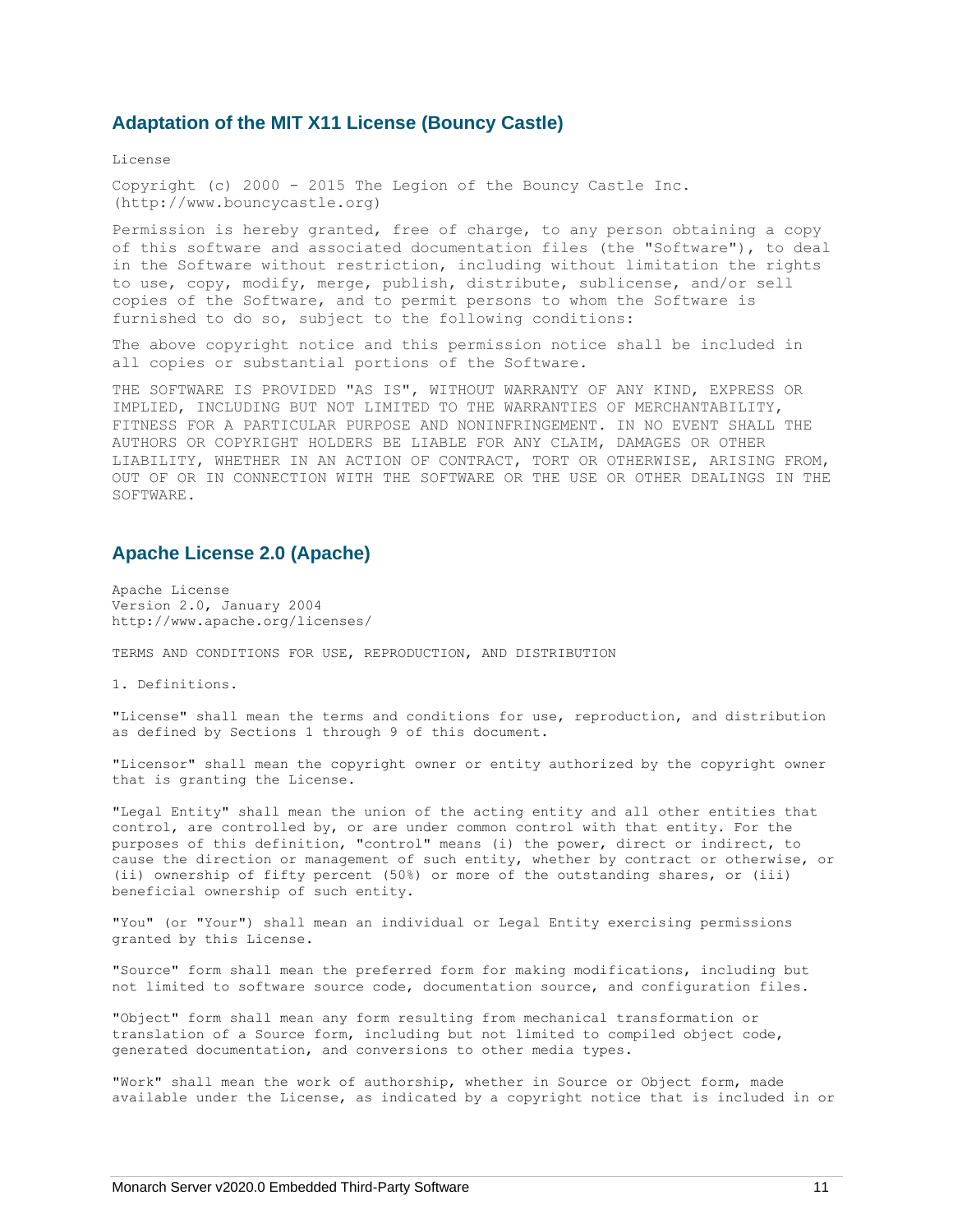## Adaptation of the MIT X11 License (Bouncy Castle)

License

Copyright (c) 2000 - 2015 The Legion of the Bouncy Castle Inc. (http://www.bouncycastle.org)

Permission is hereby granted, free of charge, to any person obtaining a copy of this software and associated documentation files (the "Software"), to deal in the Software without restriction, including without limitation the rights to use, copy, modify, merge, publish, distribute, sublicense, and/or sell copies of the Software, and to permit persons to whom the Software is furnished to do so, subject to the following conditions:

The above copyright notice and this permission notice shall be included in all copies or substantial portions of the Software.

THE SOFTWARE IS PROVIDED "AS IS", WITHOUT WARRANTY OF ANY KIND, EXPRESS OR IMPLIED, INCLUDING BUT NOT LIMITED TO THE WARRANTIES OF MERCHANTABILITY, FITNESS FOR A PARTICULAR PURPOSE AND NONINFRINGEMENT. IN NO EVENT SHALL THE AUTHORS OR COPYRIGHT HOLDERS BE LIABLE FOR ANY CLAIM, DAMAGES OR OTHER LIABILITY, WHETHER IN AN ACTION OF CONTRACT, TORT OR OTHERWISE, ARISING FROM, OUT OF OR IN CONNECTION WITH THE SOFTWARE OR THE USE OR OTHER DEALINGS IN THE SOFTWARE.

## Apache License 2.0 (Apache)

Apache License
Version 2.0, January 2004
http://www.apache.org/licenses/

TERMS AND CONDITIONS FOR USE, REPRODUCTION, AND DISTRIBUTION

1. Definitions.

"License" shall mean the terms and conditions for use, reproduction, and distribution as defined by Sections 1 through 9 of this document.

"Licensor" shall mean the copyright owner or entity authorized by the copyright owner that is granting the License.

"Legal Entity" shall mean the union of the acting entity and all other entities that control, are controlled by, or are under common control with that entity. For the purposes of this definition, "control" means (i) the power, direct or indirect, to cause the direction or management of such entity, whether by contract or otherwise, or (ii) ownership of fifty percent (50%) or more of the outstanding shares, or (iii) beneficial ownership of such entity.

"You" (or "Your") shall mean an individual or Legal Entity exercising permissions granted by this License.

"Source" form shall mean the preferred form for making modifications, including but not limited to software source code, documentation source, and configuration files.

"Object" form shall mean any form resulting from mechanical transformation or translation of a Source form, including but not limited to compiled object code, generated documentation, and conversions to other media types.

"Work" shall mean the work of authorship, whether in Source or Object form, made available under the License, as indicated by a copyright notice that is included in or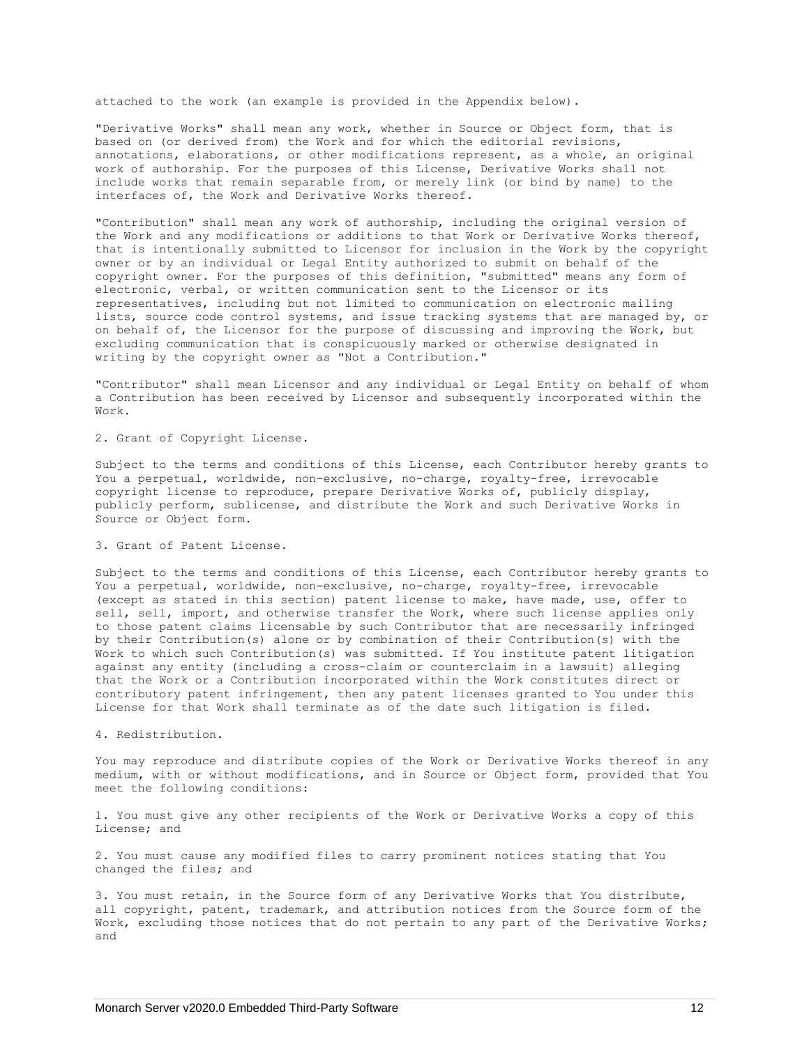attached to the work (an example is provided in the Appendix below).

"Derivative Works" shall mean any work, whether in Source or Object form, that is based on (or derived from) the Work and for which the editorial revisions, annotations, elaborations, or other modifications represent, as a whole, an original work of authorship. For the purposes of this License, Derivative Works shall not include works that remain separable from, or merely link (or bind by name) to the interfaces of, the Work and Derivative Works thereof.

"Contribution" shall mean any work of authorship, including the original version of the Work and any modifications or additions to that Work or Derivative Works thereof, that is intentionally submitted to Licensor for inclusion in the Work by the copyright owner or by an individual or Legal Entity authorized to submit on behalf of the copyright owner. For the purposes of this definition, "submitted" means any form of electronic, verbal, or written communication sent to the Licensor or its representatives, including but not limited to communication on electronic mailing lists, source code control systems, and issue tracking systems that are managed by, or on behalf of, the Licensor for the purpose of discussing and improving the Work, but excluding communication that is conspicuously marked or otherwise designated in writing by the copyright owner as "Not a Contribution."

"Contributor" shall mean Licensor and any individual or Legal Entity on behalf of whom a Contribution has been received by Licensor and subsequently incorporated within the Work.

2. Grant of Copyright License.

Subject to the terms and conditions of this License, each Contributor hereby grants to You a perpetual, worldwide, non-exclusive, no-charge, royalty-free, irrevocable copyright license to reproduce, prepare Derivative Works of, publicly display, publicly perform, sublicense, and distribute the Work and such Derivative Works in Source or Object form.

3. Grant of Patent License.

Subject to the terms and conditions of this License, each Contributor hereby grants to You a perpetual, worldwide, non-exclusive, no-charge, royalty-free, irrevocable (except as stated in this section) patent license to make, have made, use, offer to sell, sell, import, and otherwise transfer the Work, where such license applies only to those patent claims licensable by such Contributor that are necessarily infringed by their Contribution(s) alone or by combination of their Contribution(s) with the Work to which such Contribution(s) was submitted. If You institute patent litigation against any entity (including a cross-claim or counterclaim in a lawsuit) alleging that the Work or a Contribution incorporated within the Work constitutes direct or contributory patent infringement, then any patent licenses granted to You under this License for that Work shall terminate as of the date such litigation is filed.

4. Redistribution.

You may reproduce and distribute copies of the Work or Derivative Works thereof in any medium, with or without modifications, and in Source or Object form, provided that You meet the following conditions:

1. You must give any other recipients of the Work or Derivative Works a copy of this License; and

2. You must cause any modified files to carry prominent notices stating that You changed the files; and

3. You must retain, in the Source form of any Derivative Works that You distribute, all copyright, patent, trademark, and attribution notices from the Source form of the Work, excluding those notices that do not pertain to any part of the Derivative Works; and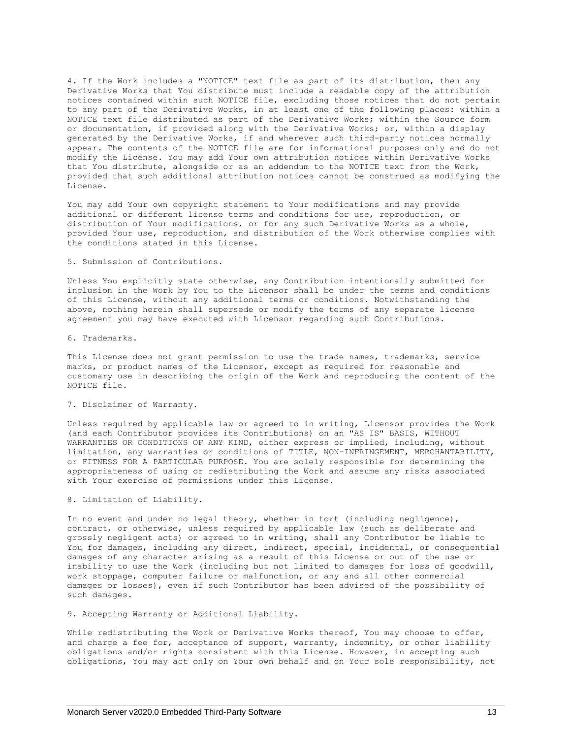4. If the Work includes a "NOTICE" text file as part of its distribution, then any Derivative Works that You distribute must include a readable copy of the attribution notices contained within such NOTICE file, excluding those notices that do not pertain to any part of the Derivative Works, in at least one of the following places: within a NOTICE text file distributed as part of the Derivative Works; within the Source form or documentation, if provided along with the Derivative Works; or, within a display generated by the Derivative Works, if and wherever such third-party notices normally appear. The contents of the NOTICE file are for informational purposes only and do not modify the License. You may add Your own attribution notices within Derivative Works that You distribute, alongside or as an addendum to the NOTICE text from the Work, provided that such additional attribution notices cannot be construed as modifying the License.

You may add Your own copyright statement to Your modifications and may provide additional or different license terms and conditions for use, reproduction, or distribution of Your modifications, or for any such Derivative Works as a whole, provided Your use, reproduction, and distribution of the Work otherwise complies with the conditions stated in this License.

5. Submission of Contributions.

Unless You explicitly state otherwise, any Contribution intentionally submitted for inclusion in the Work by You to the Licensor shall be under the terms and conditions of this License, without any additional terms or conditions. Notwithstanding the above, nothing herein shall supersede or modify the terms of any separate license agreement you may have executed with Licensor regarding such Contributions.

6. Trademarks.

This License does not grant permission to use the trade names, trademarks, service marks, or product names of the Licensor, except as required for reasonable and customary use in describing the origin of the Work and reproducing the content of the NOTICE file.

7. Disclaimer of Warranty.

Unless required by applicable law or agreed to in writing, Licensor provides the Work (and each Contributor provides its Contributions) on an "AS IS" BASIS, WITHOUT WARRANTIES OR CONDITIONS OF ANY KIND, either express or implied, including, without limitation, any warranties or conditions of TITLE, NON-INFRINGEMENT, MERCHANTABILITY, or FITNESS FOR A PARTICULAR PURPOSE. You are solely responsible for determining the appropriateness of using or redistributing the Work and assume any risks associated with Your exercise of permissions under this License.

8. Limitation of Liability.

In no event and under no legal theory, whether in tort (including negligence), contract, or otherwise, unless required by applicable law (such as deliberate and grossly negligent acts) or agreed to in writing, shall any Contributor be liable to You for damages, including any direct, indirect, special, incidental, or consequential damages of any character arising as a result of this License or out of the use or inability to use the Work (including but not limited to damages for loss of goodwill, work stoppage, computer failure or malfunction, or any and all other commercial damages or losses), even if such Contributor has been advised of the possibility of such damages.

9. Accepting Warranty or Additional Liability.

While redistributing the Work or Derivative Works thereof, You may choose to offer, and charge a fee for, acceptance of support, warranty, indemnity, or other liability obligations and/or rights consistent with this License. However, in accepting such obligations, You may act only on Your own behalf and on Your sole responsibility, not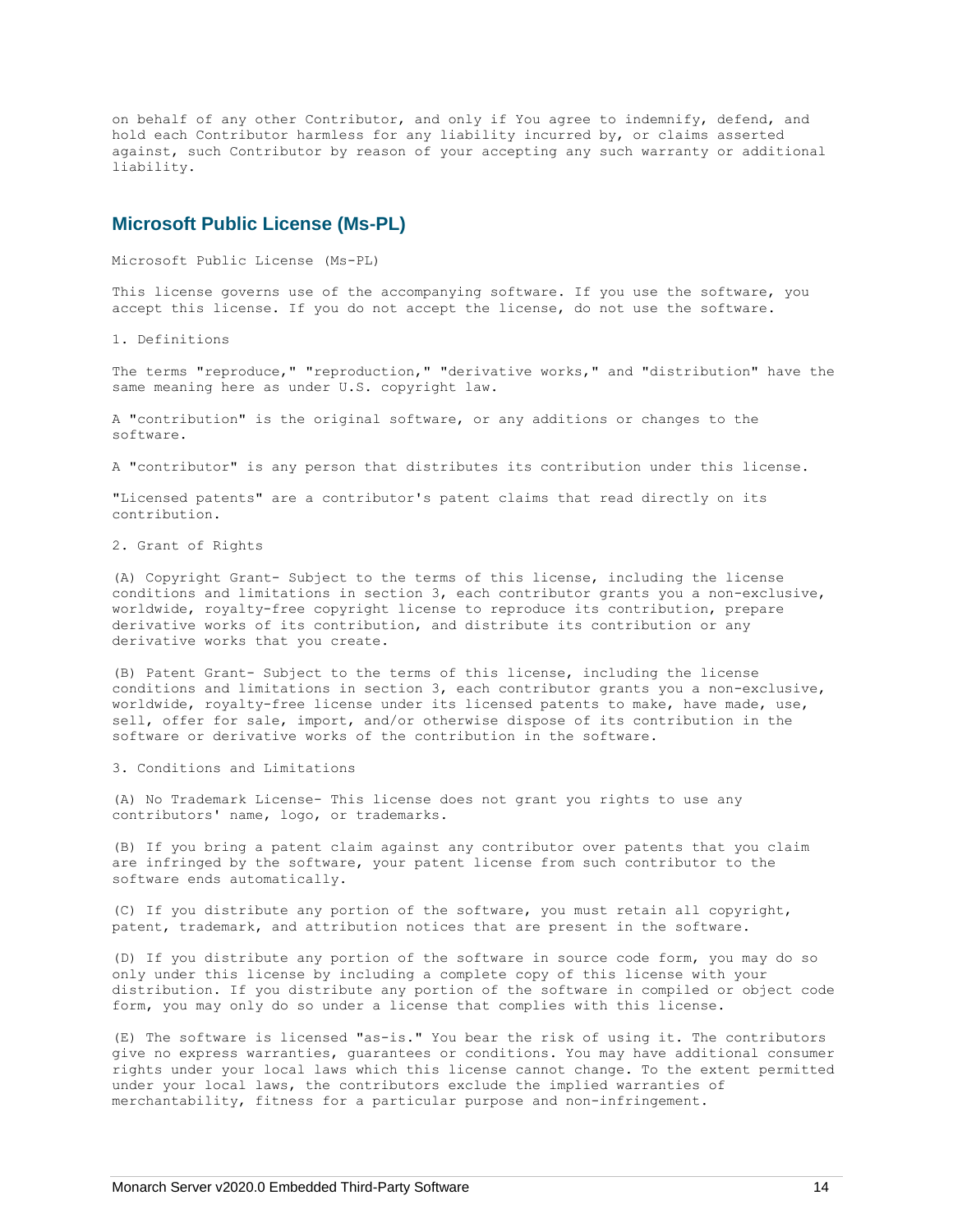on behalf of any other Contributor, and only if You agree to indemnify, defend, and hold each Contributor harmless for any liability incurred by, or claims asserted against, such Contributor by reason of your accepting any such warranty or additional liability.

## Microsoft Public License (Ms-PL)

Microsoft Public License (Ms-PL)

This license governs use of the accompanying software. If you use the software, you accept this license. If you do not accept the license, do not use the software.

1. Definitions

The terms "reproduce," "reproduction," "derivative works," and "distribution" have the same meaning here as under U.S. copyright law.

A "contribution" is the original software, or any additions or changes to the software.

A "contributor" is any person that distributes its contribution under this license.

"Licensed patents" are a contributor's patent claims that read directly on its contribution.

2. Grant of Rights

(A) Copyright Grant- Subject to the terms of this license, including the license conditions and limitations in section 3, each contributor grants you a non-exclusive, worldwide, royalty-free copyright license to reproduce its contribution, prepare derivative works of its contribution, and distribute its contribution or any derivative works that you create.

(B) Patent Grant- Subject to the terms of this license, including the license conditions and limitations in section 3, each contributor grants you a non-exclusive, worldwide, royalty-free license under its licensed patents to make, have made, use, sell, offer for sale, import, and/or otherwise dispose of its contribution in the software or derivative works of the contribution in the software.

3. Conditions and Limitations

(A) No Trademark License- This license does not grant you rights to use any contributors' name, logo, or trademarks.

(B) If you bring a patent claim against any contributor over patents that you claim are infringed by the software, your patent license from such contributor to the software ends automatically.

(C) If you distribute any portion of the software, you must retain all copyright, patent, trademark, and attribution notices that are present in the software.

(D) If you distribute any portion of the software in source code form, you may do so only under this license by including a complete copy of this license with your distribution. If you distribute any portion of the software in compiled or object code form, you may only do so under a license that complies with this license.

(E) The software is licensed "as-is." You bear the risk of using it. The contributors give no express warranties, guarantees or conditions. You may have additional consumer rights under your local laws which this license cannot change. To the extent permitted under your local laws, the contributors exclude the implied warranties of merchantability, fitness for a particular purpose and non-infringement.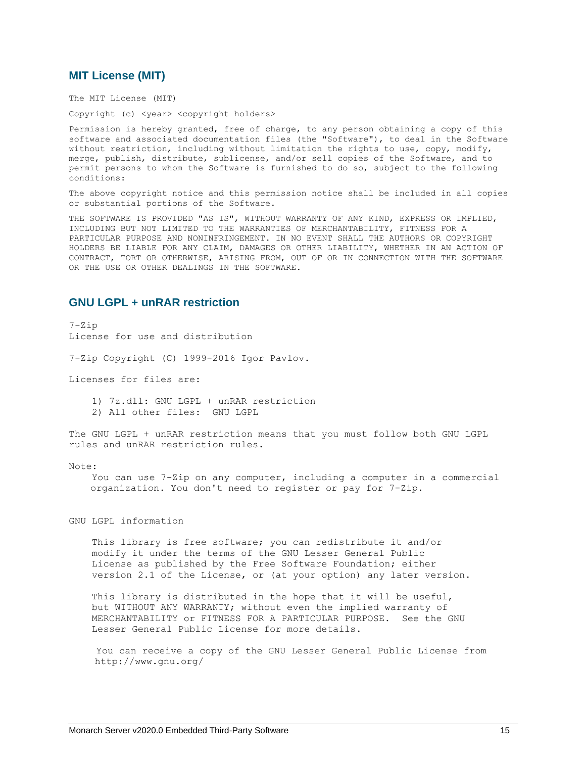## MIT License (MIT)

The MIT License (MIT)

Copyright (c) <year> <copyright holders>

Permission is hereby granted, free of charge, to any person obtaining a copy of this software and associated documentation files (the "Software"), to deal in the Software without restriction, including without limitation the rights to use, copy, modify, merge, publish, distribute, sublicense, and/or sell copies of the Software, and to permit persons to whom the Software is furnished to do so, subject to the following conditions:

The above copyright notice and this permission notice shall be included in all copies or substantial portions of the Software.

THE SOFTWARE IS PROVIDED "AS IS", WITHOUT WARRANTY OF ANY KIND, EXPRESS OR IMPLIED, INCLUDING BUT NOT LIMITED TO THE WARRANTIES OF MERCHANTABILITY, FITNESS FOR A PARTICULAR PURPOSE AND NONINFRINGEMENT. IN NO EVENT SHALL THE AUTHORS OR COPYRIGHT HOLDERS BE LIABLE FOR ANY CLAIM, DAMAGES OR OTHER LIABILITY, WHETHER IN AN ACTION OF CONTRACT, TORT OR OTHERWISE, ARISING FROM, OUT OF OR IN CONNECTION WITH THE SOFTWARE OR THE USE OR OTHER DEALINGS IN THE SOFTWARE.

## GNU LGPL + unRAR restriction

7-Zip
License for use and distribution

7-Zip Copyright (C) 1999-2016 Igor Pavlov.

Licenses for files are:

1) 7z.dll: GNU LGPL + unRAR restriction
2) All other files: GNU LGPL

The GNU LGPL + unRAR restriction means that you must follow both GNU LGPL rules and unRAR restriction rules.

Note:

You can use 7-Zip on any computer, including a computer in a commercial organization. You don't need to register or pay for 7-Zip.

GNU LGPL information

This library is free software; you can redistribute it and/or modify it under the terms of the GNU Lesser General Public License as published by the Free Software Foundation; either version 2.1 of the License, or (at your option) any later version.

This library is distributed in the hope that it will be useful, but WITHOUT ANY WARRANTY; without even the implied warranty of MERCHANTABILITY or FITNESS FOR A PARTICULAR PURPOSE. See the GNU Lesser General Public License for more details.

You can receive a copy of the GNU Lesser General Public License from http://www.gnu.org/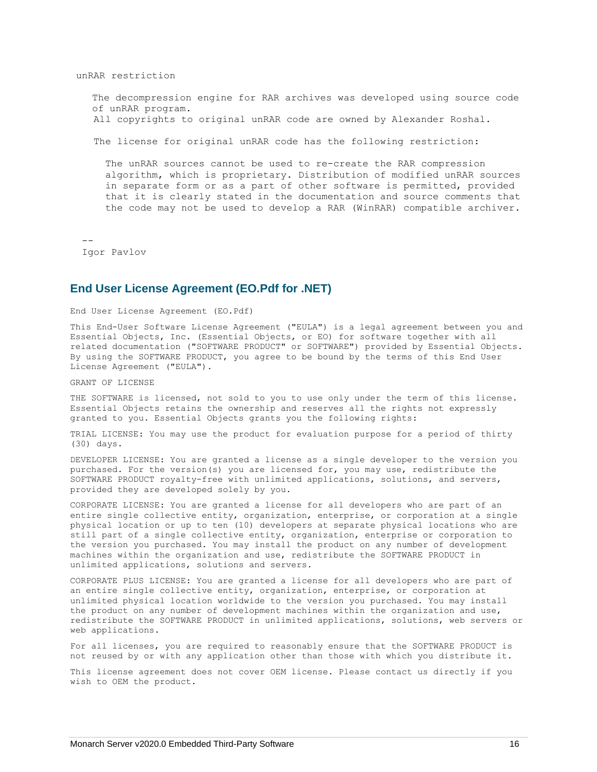```
unRAR restriction

    The decompression engine for RAR archives was developed using source code
    of unRAR program.
    All copyrights to original unRAR code are owned by Alexander Roshal.

    The license for original unRAR code has the following restriction:

      The unRAR sources cannot be used to re-create the RAR compression
      algorithm, which is proprietary. Distribution of modified unRAR sources
      in separate form or as a part of other software is permitted, provided
      that it is clearly stated in the documentation and source comments that
      the code may not be used to develop a RAR (WinRAR) compatible archiver.


--
Igor Pavlov
```

## End User License Agreement (EO.Pdf for .NET)

End User License Agreement (EO.Pdf)

This End-User Software License Agreement ("EULA") is a legal agreement between you and Essential Objects, Inc. (Essential Objects, or EO) for software together with all related documentation ("SOFTWARE PRODUCT" or SOFTWARE") provided by Essential Objects. By using the SOFTWARE PRODUCT, you agree to be bound by the terms of this End User License Agreement ("EULA").

GRANT OF LICENSE

THE SOFTWARE is licensed, not sold to you to use only under the term of this license. Essential Objects retains the ownership and reserves all the rights not expressly granted to you. Essential Objects grants you the following rights:

TRIAL LICENSE: You may use the product for evaluation purpose for a period of thirty (30) days.

DEVELOPER LICENSE: You are granted a license as a single developer to the version you purchased. For the version(s) you are licensed for, you may use, redistribute the SOFTWARE PRODUCT royalty-free with unlimited applications, solutions, and servers, provided they are developed solely by you.

CORPORATE LICENSE: You are granted a license for all developers who are part of an entire single collective entity, organization, enterprise, or corporation at a single physical location or up to ten (10) developers at separate physical locations who are still part of a single collective entity, organization, enterprise or corporation to the version you purchased. You may install the product on any number of development machines within the organization and use, redistribute the SOFTWARE PRODUCT in unlimited applications, solutions and servers.

CORPORATE PLUS LICENSE: You are granted a license for all developers who are part of an entire single collective entity, organization, enterprise, or corporation at unlimited physical location worldwide to the version you purchased. You may install the product on any number of development machines within the organization and use, redistribute the SOFTWARE PRODUCT in unlimited applications, solutions, web servers or web applications.

For all licenses, you are required to reasonably ensure that the SOFTWARE PRODUCT is not reused by or with any application other than those with which you distribute it.

This license agreement does not cover OEM license. Please contact us directly if you wish to OEM the product.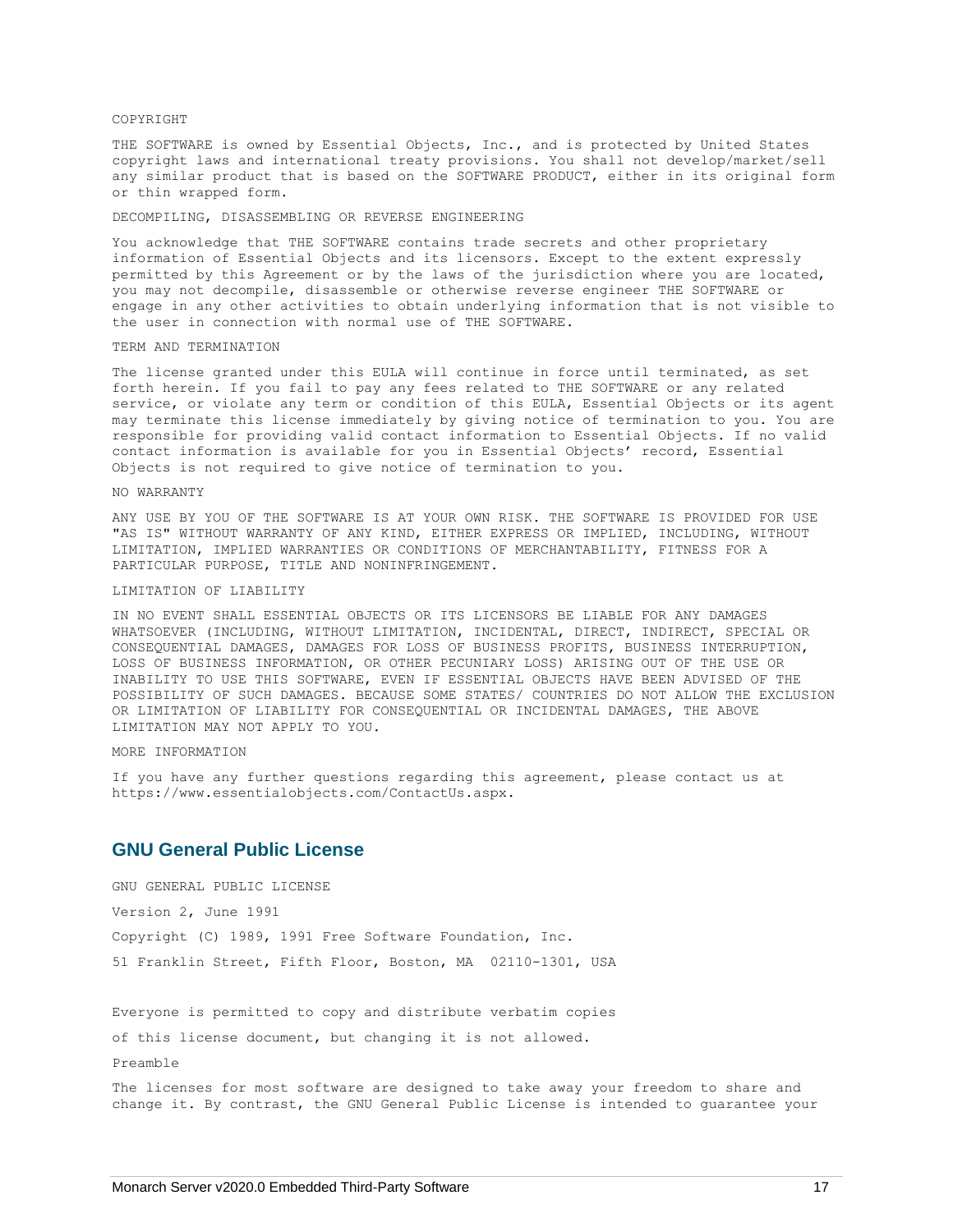COPYRIGHT

THE SOFTWARE is owned by Essential Objects, Inc., and is protected by United States copyright laws and international treaty provisions. You shall not develop/market/sell any similar product that is based on the SOFTWARE PRODUCT, either in its original form or thin wrapped form.

DECOMPILING, DISASSEMBLING OR REVERSE ENGINEERING

You acknowledge that THE SOFTWARE contains trade secrets and other proprietary information of Essential Objects and its licensors. Except to the extent expressly permitted by this Agreement or by the laws of the jurisdiction where you are located, you may not decompile, disassemble or otherwise reverse engineer THE SOFTWARE or engage in any other activities to obtain underlying information that is not visible to the user in connection with normal use of THE SOFTWARE.

TERM AND TERMINATION

The license granted under this EULA will continue in force until terminated, as set forth herein. If you fail to pay any fees related to THE SOFTWARE or any related service, or violate any term or condition of this EULA, Essential Objects or its agent may terminate this license immediately by giving notice of termination to you. You are responsible for providing valid contact information to Essential Objects. If no valid contact information is available for you in Essential Objects' record, Essential Objects is not required to give notice of termination to you.

NO WARRANTY

ANY USE BY YOU OF THE SOFTWARE IS AT YOUR OWN RISK. THE SOFTWARE IS PROVIDED FOR USE "AS IS" WITHOUT WARRANTY OF ANY KIND, EITHER EXPRESS OR IMPLIED, INCLUDING, WITHOUT LIMITATION, IMPLIED WARRANTIES OR CONDITIONS OF MERCHANTABILITY, FITNESS FOR A PARTICULAR PURPOSE, TITLE AND NONINFRINGEMENT.

LIMITATION OF LIABILITY

IN NO EVENT SHALL ESSENTIAL OBJECTS OR ITS LICENSORS BE LIABLE FOR ANY DAMAGES WHATSOEVER (INCLUDING, WITHOUT LIMITATION, INCIDENTAL, DIRECT, INDIRECT, SPECIAL OR CONSEQUENTIAL DAMAGES, DAMAGES FOR LOSS OF BUSINESS PROFITS, BUSINESS INTERRUPTION, LOSS OF BUSINESS INFORMATION, OR OTHER PECUNIARY LOSS) ARISING OUT OF THE USE OR INABILITY TO USE THIS SOFTWARE, EVEN IF ESSENTIAL OBJECTS HAVE BEEN ADVISED OF THE POSSIBILITY OF SUCH DAMAGES. BECAUSE SOME STATES/ COUNTRIES DO NOT ALLOW THE EXCLUSION OR LIMITATION OF LIABILITY FOR CONSEQUENTIAL OR INCIDENTAL DAMAGES, THE ABOVE LIMITATION MAY NOT APPLY TO YOU.

MORE INFORMATION

If you have any further questions regarding this agreement, please contact us at https://www.essentialobjects.com/ContactUs.aspx.

## GNU General Public License

GNU GENERAL PUBLIC LICENSE

Version 2, June 1991

Copyright (C) 1989, 1991 Free Software Foundation, Inc.

51 Franklin Street, Fifth Floor, Boston, MA 02110-1301, USA

Everyone is permitted to copy and distribute verbatim copies

of this license document, but changing it is not allowed.

Preamble

The licenses for most software are designed to take away your freedom to share and change it. By contrast, the GNU General Public License is intended to guarantee your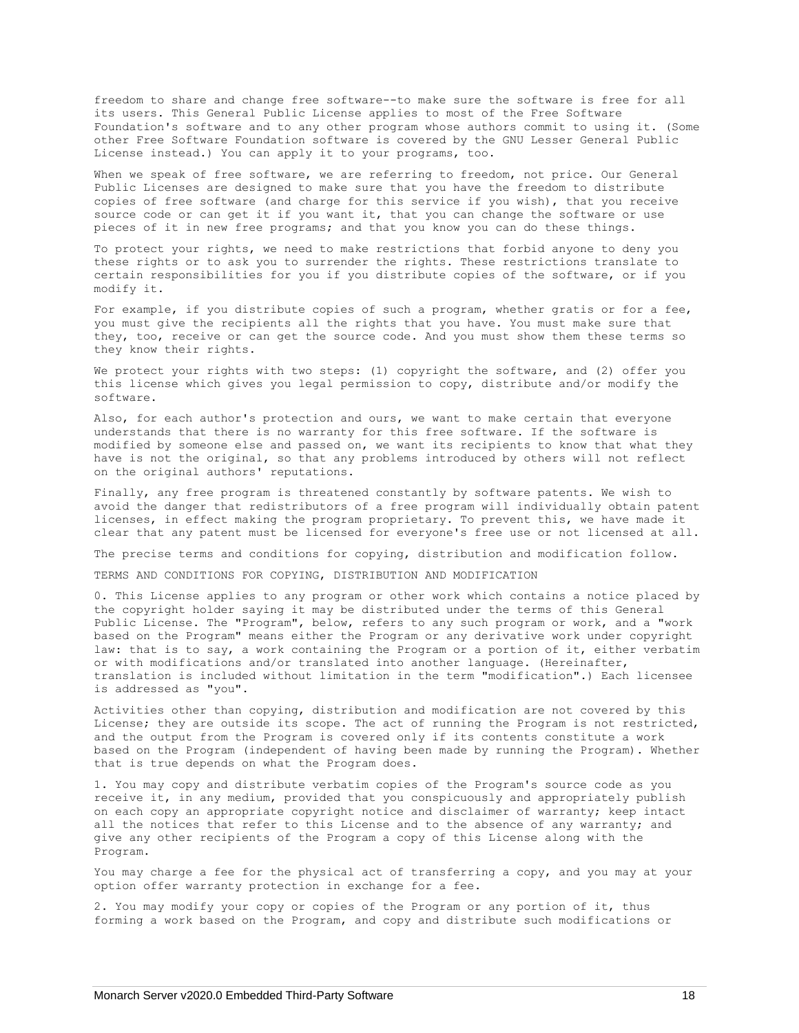freedom to share and change free software--to make sure the software is free for all its users. This General Public License applies to most of the Free Software Foundation's software and to any other program whose authors commit to using it. (Some other Free Software Foundation software is covered by the GNU Lesser General Public License instead.) You can apply it to your programs, too.

When we speak of free software, we are referring to freedom, not price. Our General Public Licenses are designed to make sure that you have the freedom to distribute copies of free software (and charge for this service if you wish), that you receive source code or can get it if you want it, that you can change the software or use pieces of it in new free programs; and that you know you can do these things.

To protect your rights, we need to make restrictions that forbid anyone to deny you these rights or to ask you to surrender the rights. These restrictions translate to certain responsibilities for you if you distribute copies of the software, or if you modify it.

For example, if you distribute copies of such a program, whether gratis or for a fee, you must give the recipients all the rights that you have. You must make sure that they, too, receive or can get the source code. And you must show them these terms so they know their rights.

We protect your rights with two steps: (1) copyright the software, and (2) offer you this license which gives you legal permission to copy, distribute and/or modify the software.

Also, for each author's protection and ours, we want to make certain that everyone understands that there is no warranty for this free software. If the software is modified by someone else and passed on, we want its recipients to know that what they have is not the original, so that any problems introduced by others will not reflect on the original authors' reputations.

Finally, any free program is threatened constantly by software patents. We wish to avoid the danger that redistributors of a free program will individually obtain patent licenses, in effect making the program proprietary. To prevent this, we have made it clear that any patent must be licensed for everyone's free use or not licensed at all.

The precise terms and conditions for copying, distribution and modification follow.

TERMS AND CONDITIONS FOR COPYING, DISTRIBUTION AND MODIFICATION

0. This License applies to any program or other work which contains a notice placed by the copyright holder saying it may be distributed under the terms of this General Public License. The "Program", below, refers to any such program or work, and a "work based on the Program" means either the Program or any derivative work under copyright law: that is to say, a work containing the Program or a portion of it, either verbatim or with modifications and/or translated into another language. (Hereinafter, translation is included without limitation in the term "modification".) Each licensee is addressed as "you".

Activities other than copying, distribution and modification are not covered by this License; they are outside its scope. The act of running the Program is not restricted, and the output from the Program is covered only if its contents constitute a work based on the Program (independent of having been made by running the Program). Whether that is true depends on what the Program does.

1. You may copy and distribute verbatim copies of the Program's source code as you receive it, in any medium, provided that you conspicuously and appropriately publish on each copy an appropriate copyright notice and disclaimer of warranty; keep intact all the notices that refer to this License and to the absence of any warranty; and give any other recipients of the Program a copy of this License along with the Program.

You may charge a fee for the physical act of transferring a copy, and you may at your option offer warranty protection in exchange for a fee.

2. You may modify your copy or copies of the Program or any portion of it, thus forming a work based on the Program, and copy and distribute such modifications or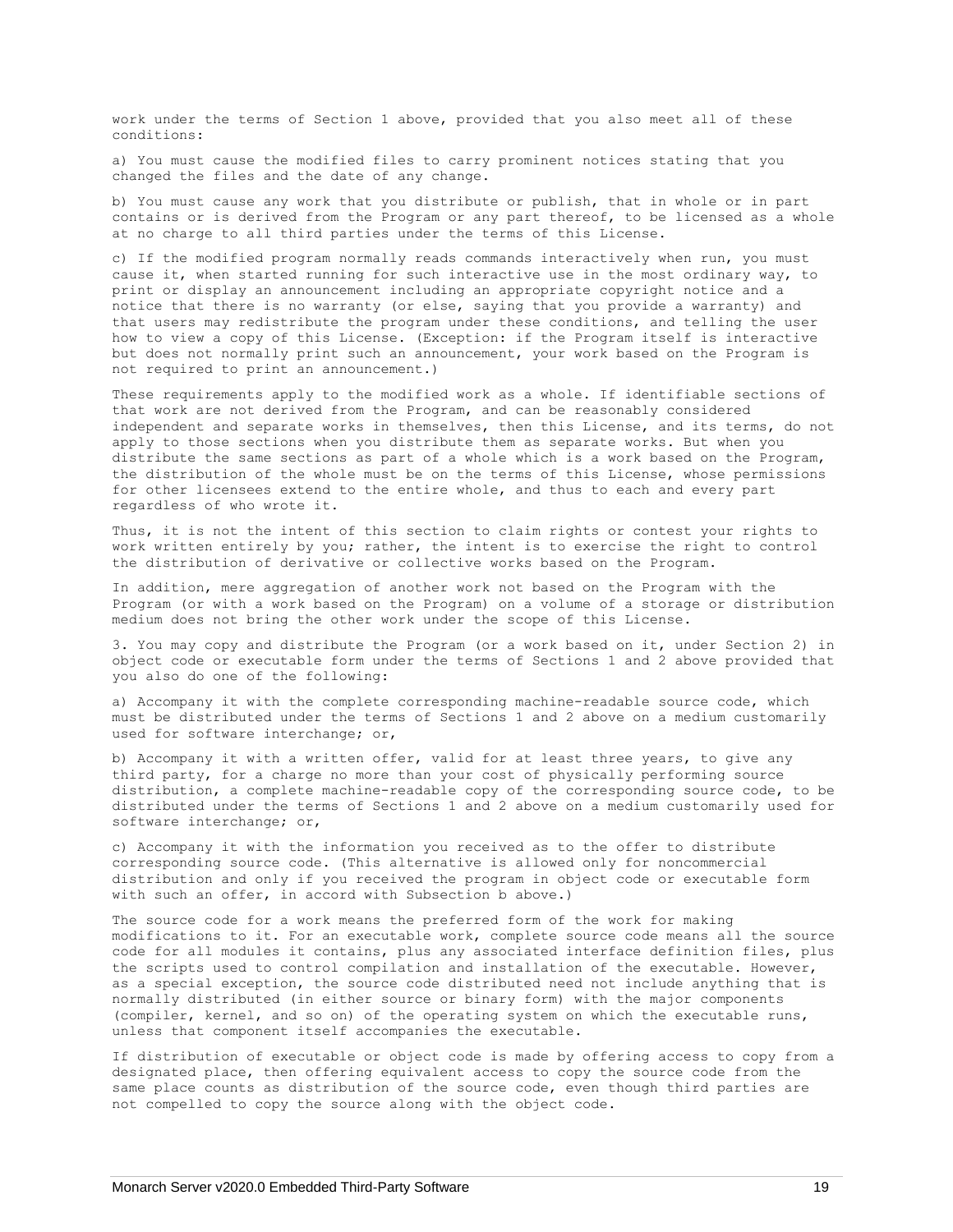work under the terms of Section 1 above, provided that you also meet all of these conditions:

a) You must cause the modified files to carry prominent notices stating that you changed the files and the date of any change.

b) You must cause any work that you distribute or publish, that in whole or in part contains or is derived from the Program or any part thereof, to be licensed as a whole at no charge to all third parties under the terms of this License.

c) If the modified program normally reads commands interactively when run, you must cause it, when started running for such interactive use in the most ordinary way, to print or display an announcement including an appropriate copyright notice and a notice that there is no warranty (or else, saying that you provide a warranty) and that users may redistribute the program under these conditions, and telling the user how to view a copy of this License. (Exception: if the Program itself is interactive but does not normally print such an announcement, your work based on the Program is not required to print an announcement.)

These requirements apply to the modified work as a whole. If identifiable sections of that work are not derived from the Program, and can be reasonably considered independent and separate works in themselves, then this License, and its terms, do not apply to those sections when you distribute them as separate works. But when you distribute the same sections as part of a whole which is a work based on the Program, the distribution of the whole must be on the terms of this License, whose permissions for other licensees extend to the entire whole, and thus to each and every part regardless of who wrote it.

Thus, it is not the intent of this section to claim rights or contest your rights to work written entirely by you; rather, the intent is to exercise the right to control the distribution of derivative or collective works based on the Program.

In addition, mere aggregation of another work not based on the Program with the Program (or with a work based on the Program) on a volume of a storage or distribution medium does not bring the other work under the scope of this License.

3. You may copy and distribute the Program (or a work based on it, under Section 2) in object code or executable form under the terms of Sections 1 and 2 above provided that you also do one of the following:

a) Accompany it with the complete corresponding machine-readable source code, which must be distributed under the terms of Sections 1 and 2 above on a medium customarily used for software interchange; or,

b) Accompany it with a written offer, valid for at least three years, to give any third party, for a charge no more than your cost of physically performing source distribution, a complete machine-readable copy of the corresponding source code, to be distributed under the terms of Sections 1 and 2 above on a medium customarily used for software interchange; or,

c) Accompany it with the information you received as to the offer to distribute corresponding source code. (This alternative is allowed only for noncommercial distribution and only if you received the program in object code or executable form with such an offer, in accord with Subsection b above.)

The source code for a work means the preferred form of the work for making modifications to it. For an executable work, complete source code means all the source code for all modules it contains, plus any associated interface definition files, plus the scripts used to control compilation and installation of the executable. However, as a special exception, the source code distributed need not include anything that is normally distributed (in either source or binary form) with the major components (compiler, kernel, and so on) of the operating system on which the executable runs, unless that component itself accompanies the executable.

If distribution of executable or object code is made by offering access to copy from a designated place, then offering equivalent access to copy the source code from the same place counts as distribution of the source code, even though third parties are not compelled to copy the source along with the object code.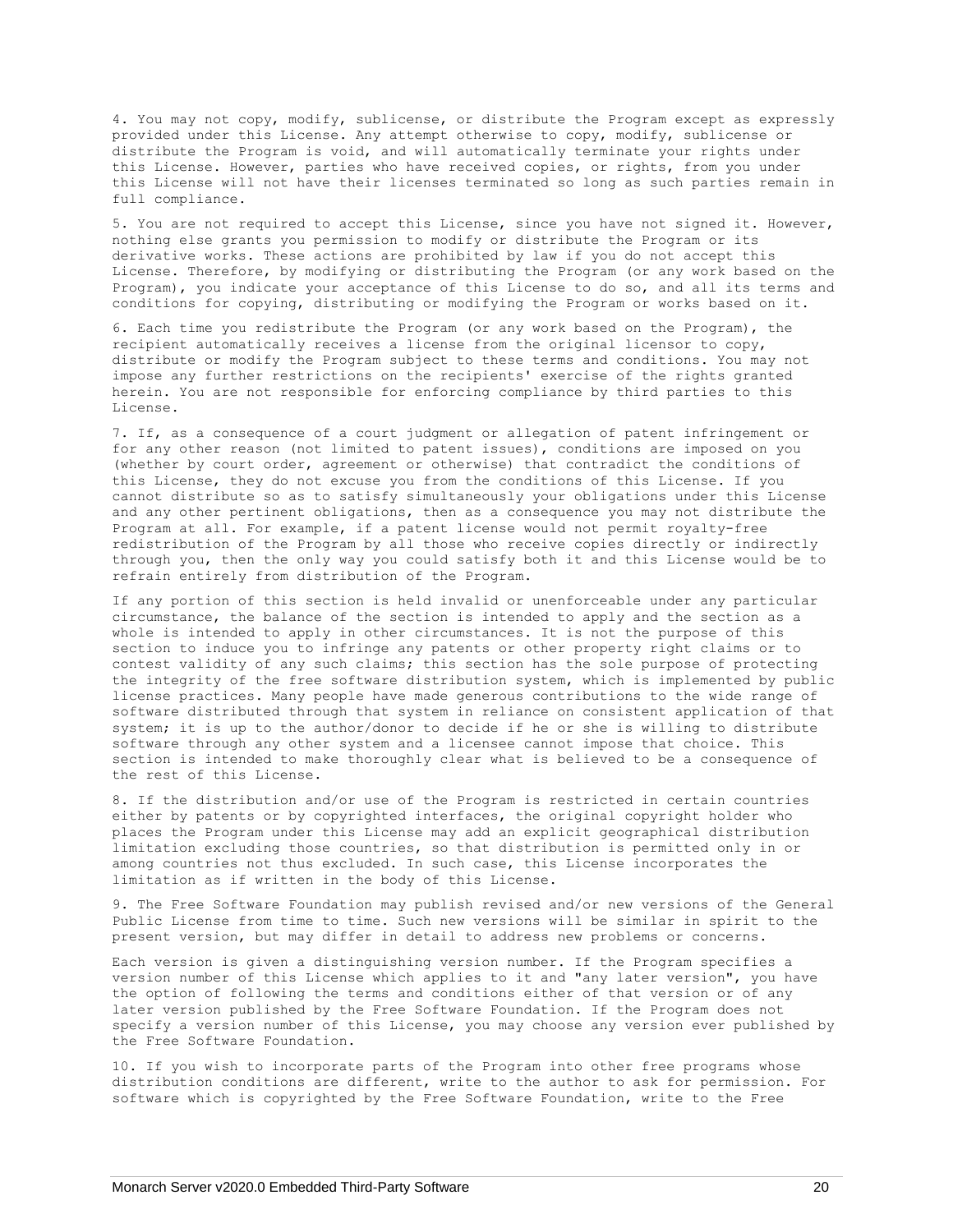4. You may not copy, modify, sublicense, or distribute the Program except as expressly provided under this License. Any attempt otherwise to copy, modify, sublicense or distribute the Program is void, and will automatically terminate your rights under this License. However, parties who have received copies, or rights, from you under this License will not have their licenses terminated so long as such parties remain in full compliance.

5. You are not required to accept this License, since you have not signed it. However, nothing else grants you permission to modify or distribute the Program or its derivative works. These actions are prohibited by law if you do not accept this License. Therefore, by modifying or distributing the Program (or any work based on the Program), you indicate your acceptance of this License to do so, and all its terms and conditions for copying, distributing or modifying the Program or works based on it.

6. Each time you redistribute the Program (or any work based on the Program), the recipient automatically receives a license from the original licensor to copy, distribute or modify the Program subject to these terms and conditions. You may not impose any further restrictions on the recipients' exercise of the rights granted herein. You are not responsible for enforcing compliance by third parties to this License.

7. If, as a consequence of a court judgment or allegation of patent infringement or for any other reason (not limited to patent issues), conditions are imposed on you (whether by court order, agreement or otherwise) that contradict the conditions of this License, they do not excuse you from the conditions of this License. If you cannot distribute so as to satisfy simultaneously your obligations under this License and any other pertinent obligations, then as a consequence you may not distribute the Program at all. For example, if a patent license would not permit royalty-free redistribution of the Program by all those who receive copies directly or indirectly through you, then the only way you could satisfy both it and this License would be to refrain entirely from distribution of the Program.

If any portion of this section is held invalid or unenforceable under any particular circumstance, the balance of the section is intended to apply and the section as a whole is intended to apply in other circumstances. It is not the purpose of this section to induce you to infringe any patents or other property right claims or to contest validity of any such claims; this section has the sole purpose of protecting the integrity of the free software distribution system, which is implemented by public license practices. Many people have made generous contributions to the wide range of software distributed through that system in reliance on consistent application of that system; it is up to the author/donor to decide if he or she is willing to distribute software through any other system and a licensee cannot impose that choice. This section is intended to make thoroughly clear what is believed to be a consequence of the rest of this License.

8. If the distribution and/or use of the Program is restricted in certain countries either by patents or by copyrighted interfaces, the original copyright holder who places the Program under this License may add an explicit geographical distribution limitation excluding those countries, so that distribution is permitted only in or among countries not thus excluded. In such case, this License incorporates the limitation as if written in the body of this License.

9. The Free Software Foundation may publish revised and/or new versions of the General Public License from time to time. Such new versions will be similar in spirit to the present version, but may differ in detail to address new problems or concerns.

Each version is given a distinguishing version number. If the Program specifies a version number of this License which applies to it and "any later version", you have the option of following the terms and conditions either of that version or of any later version published by the Free Software Foundation. If the Program does not specify a version number of this License, you may choose any version ever published by the Free Software Foundation.

10. If you wish to incorporate parts of the Program into other free programs whose distribution conditions are different, write to the author to ask for permission. For software which is copyrighted by the Free Software Foundation, write to the Free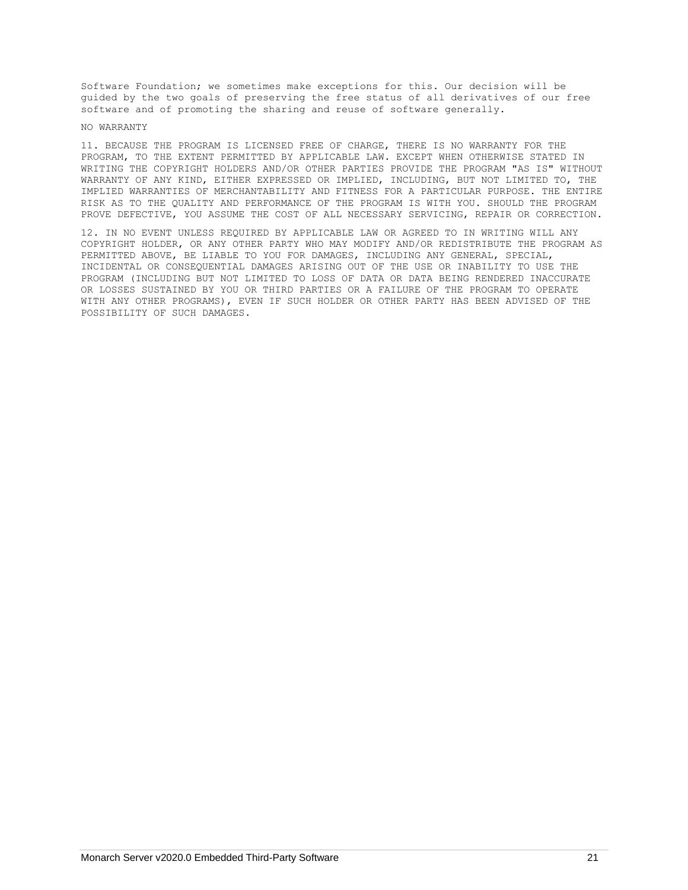Software Foundation; we sometimes make exceptions for this. Our decision will be guided by the two goals of preserving the free status of all derivatives of our free software and of promoting the sharing and reuse of software generally.

NO WARRANTY

11. BECAUSE THE PROGRAM IS LICENSED FREE OF CHARGE, THERE IS NO WARRANTY FOR THE PROGRAM, TO THE EXTENT PERMITTED BY APPLICABLE LAW. EXCEPT WHEN OTHERWISE STATED IN WRITING THE COPYRIGHT HOLDERS AND/OR OTHER PARTIES PROVIDE THE PROGRAM "AS IS" WITHOUT WARRANTY OF ANY KIND, EITHER EXPRESSED OR IMPLIED, INCLUDING, BUT NOT LIMITED TO, THE IMPLIED WARRANTIES OF MERCHANTABILITY AND FITNESS FOR A PARTICULAR PURPOSE. THE ENTIRE RISK AS TO THE QUALITY AND PERFORMANCE OF THE PROGRAM IS WITH YOU. SHOULD THE PROGRAM PROVE DEFECTIVE, YOU ASSUME THE COST OF ALL NECESSARY SERVICING, REPAIR OR CORRECTION.

12. IN NO EVENT UNLESS REQUIRED BY APPLICABLE LAW OR AGREED TO IN WRITING WILL ANY COPYRIGHT HOLDER, OR ANY OTHER PARTY WHO MAY MODIFY AND/OR REDISTRIBUTE THE PROGRAM AS PERMITTED ABOVE, BE LIABLE TO YOU FOR DAMAGES, INCLUDING ANY GENERAL, SPECIAL, INCIDENTAL OR CONSEQUENTIAL DAMAGES ARISING OUT OF THE USE OR INABILITY TO USE THE PROGRAM (INCLUDING BUT NOT LIMITED TO LOSS OF DATA OR DATA BEING RENDERED INACCURATE OR LOSSES SUSTAINED BY YOU OR THIRD PARTIES OR A FAILURE OF THE PROGRAM TO OPERATE WITH ANY OTHER PROGRAMS), EVEN IF SUCH HOLDER OR OTHER PARTY HAS BEEN ADVISED OF THE POSSIBILITY OF SUCH DAMAGES.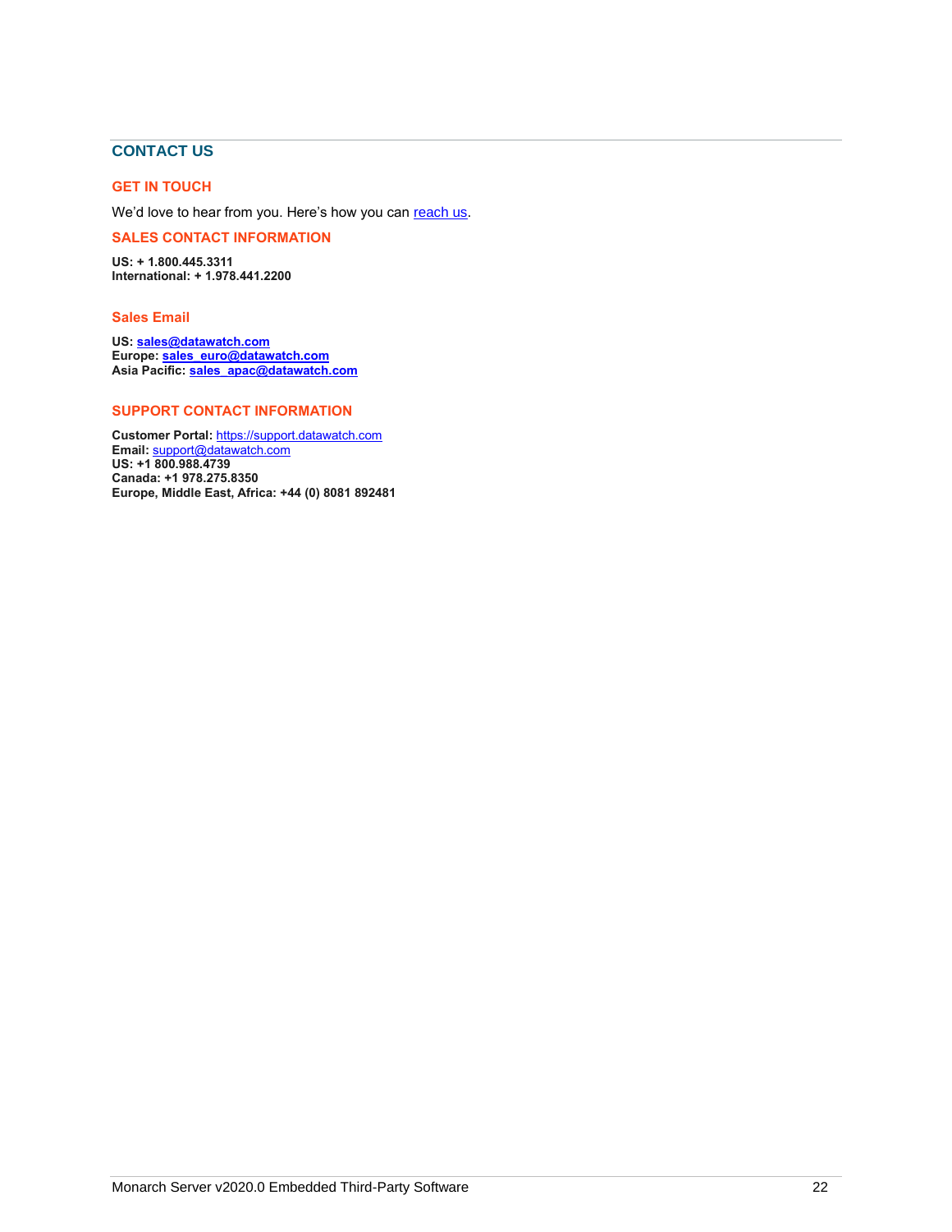## CONTACT US

### GET IN TOUCH

We'd love to hear from you. Here's how you can reach us.

### SALES CONTACT INFORMATION

**US: + 1.800.445.3311**
**International: + 1.978.441.2200**

### Sales Email

**US: sales@datawatch.com**
**Europe: sales_euro@datawatch.com**
**Asia Pacific: sales_apac@datawatch.com**

### SUPPORT CONTACT INFORMATION

**Customer Portal:** https://support.datawatch.com
**Email:** support@datawatch.com
**US: +1 800.988.4739**
**Canada: +1 978.275.8350**
**Europe, Middle East, Africa: +44 (0) 8081 892481**